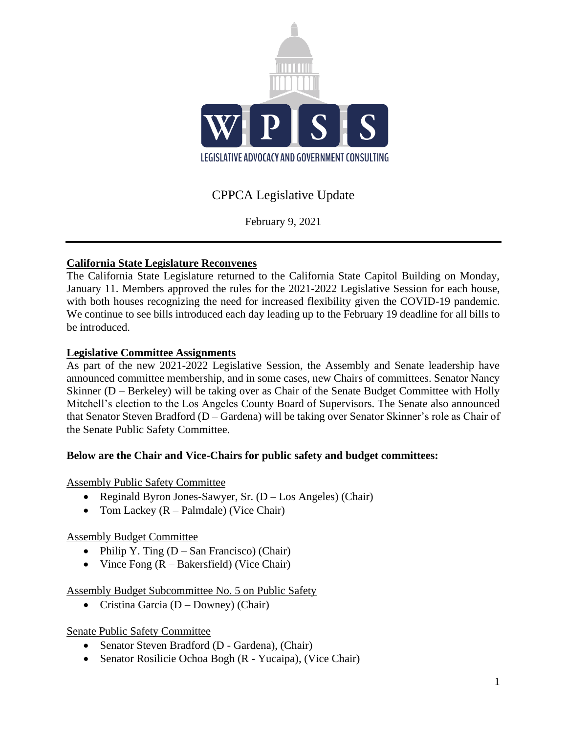WPSS

LEGISLATIVE ADVOCACY AND GOVERNMENT CONSULTING

# CPPCA Legislative Update

February 9, 2021

---

## California State Legislature Reconvenes

The California State Legislature returned to the California State Capitol Building on Monday, January 11. Members approved the rules for the 2021-2022 Legislative Session for each house, with both houses recognizing the need for increased flexibility given the COVID-19 pandemic. We continue to see bills introduced each day leading up to the February 19 deadline for all bills to be introduced.

## Legislative Committee Assignments

As part of the new 2021-2022 Legislative Session, the Assembly and Senate leadership have announced committee membership, and in some cases, new Chairs of committees. Senator Nancy Skinner (D – Berkeley) will be taking over as Chair of the Senate Budget Committee with Holly Mitchell's election to the Los Angeles County Board of Supervisors. The Senate also announced that Senator Steven Bradford (D – Gardena) will be taking over Senator Skinner's role as Chair of the Senate Public Safety Committee.

**Below are the Chair and Vice-Chairs for public safety and budget committees:**

Assembly Public Safety Committee

- Reginald Byron Jones-Sawyer, Sr. (D – Los Angeles) (Chair)
- Tom Lackey (R – Palmdale) (Vice Chair)

Assembly Budget Committee

- Philip Y. Ting (D – San Francisco) (Chair)
- Vince Fong (R – Bakersfield) (Vice Chair)

Assembly Budget Subcommittee No. 5 on Public Safety

- Cristina Garcia (D – Downey) (Chair)

Senate Public Safety Committee

- Senator Steven Bradford (D - Gardena), (Chair)
- Senator Rosilicie Ochoa Bogh (R - Yucaipa), (Vice Chair)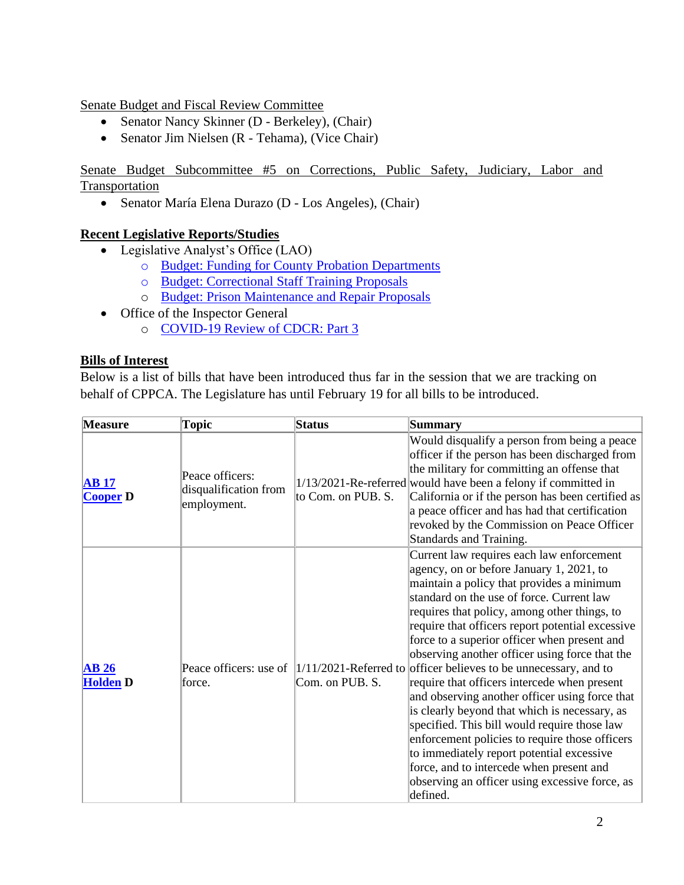Senate Budget and Fiscal Review Committee

- Senator Nancy Skinner (D - Berkeley), (Chair)
- Senator Jim Nielsen (R - Tehama), (Vice Chair)

Senate Budget Subcommittee #5 on Corrections, Public Safety, Judiciary, Labor and Transportation

- Senator María Elena Durazo (D - Los Angeles), (Chair)

**Recent Legislative Reports/Studies**

- Legislative Analyst's Office (LAO)
  - Budget: Funding for County Probation Departments
  - Budget: Correctional Staff Training Proposals
  - Budget: Prison Maintenance and Repair Proposals
- Office of the Inspector General
  - COVID-19 Review of CDCR: Part 3

**Bills of Interest**

Below is a list of bills that have been introduced thus far in the session that we are tracking on behalf of CPPCA. The Legislature has until February 19 for all bills to be introduced.

| Measure | Topic | Status | Summary |
|---|---|---|---|
| **AB 17 Cooper D** | Peace officers: disqualification from employment. | 1/13/2021-Re-referred to Com. on PUB. S. | Would disqualify a person from being a peace officer if the person has been discharged from the military for committing an offense that would have been a felony if committed in California or if the person has been certified as a peace officer and has had that certification revoked by the Commission on Peace Officer Standards and Training. |
| **AB 26 Holden D** | Peace officers: use of force. | 1/11/2021-Referred to Com. on PUB. S. | Current law requires each law enforcement agency, on or before January 1, 2021, to maintain a policy that provides a minimum standard on the use of force. Current law requires that policy, among other things, to require that officers report potential excessive force to a superior officer when present and observing another officer using force that the officer believes to be unnecessary, and to require that officers intercede when present and observing another officer using force that is clearly beyond that which is necessary, as specified. This bill would require those law enforcement policies to require those officers to immediately report potential excessive force, and to intercede when present and observing an officer using excessive force, as defined. |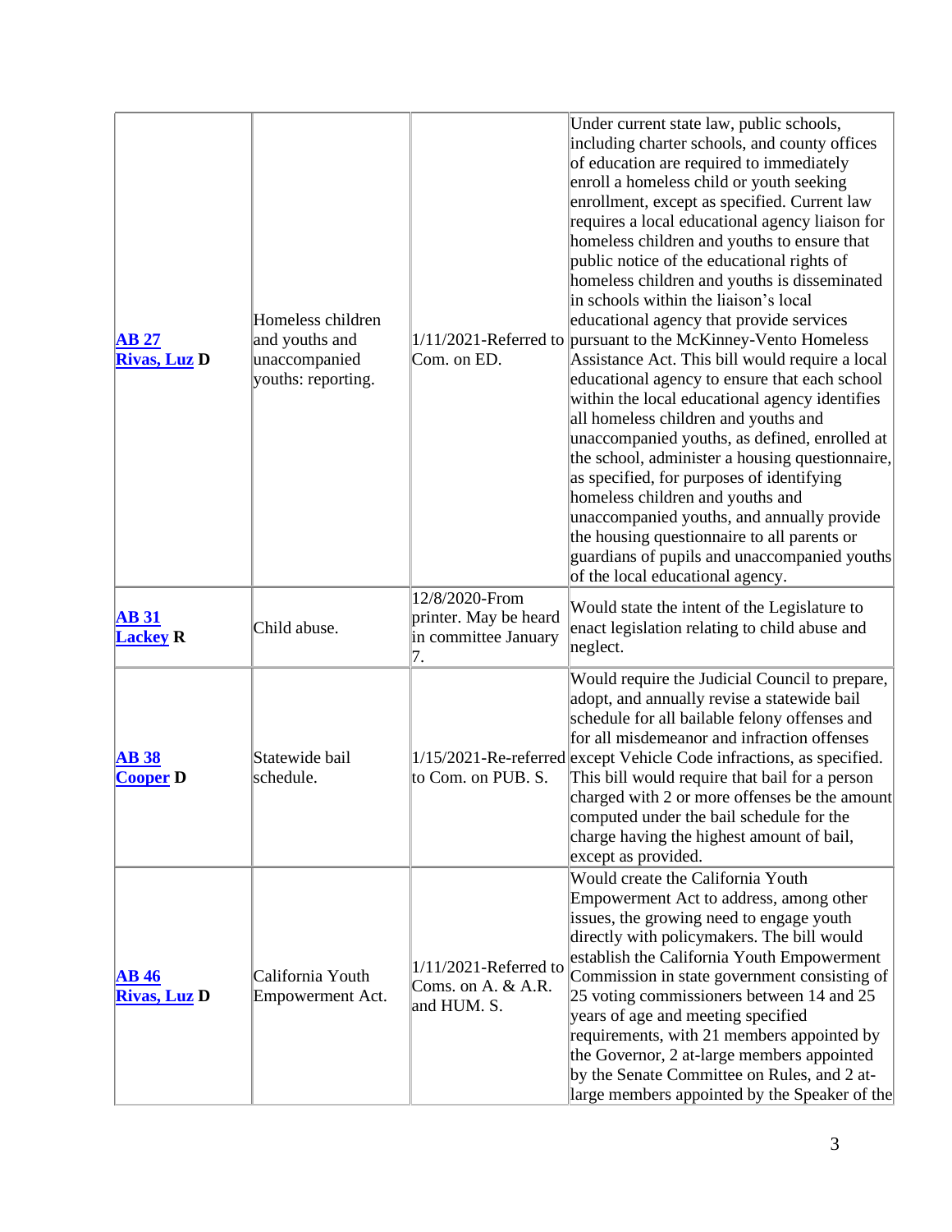| | | | |
|---|---|---|---|
| **AB 27**<br>**Rivas, Luz D** | Homeless children and youths and unaccompanied youths: reporting. | 1/11/2021-Referred to Com. on ED. | Under current state law, public schools, including charter schools, and county offices of education are required to immediately enroll a homeless child or youth seeking enrollment, except as specified. Current law requires a local educational agency liaison for homeless children and youths to ensure that public notice of the educational rights of homeless children and youths is disseminated in schools within the liaison's local educational agency that provide services pursuant to the McKinney-Vento Homeless Assistance Act. This bill would require a local educational agency to ensure that each school within the local educational agency identifies all homeless children and youths and unaccompanied youths, as defined, enrolled at the school, administer a housing questionnaire, as specified, for purposes of identifying homeless children and youths and unaccompanied youths, and annually provide the housing questionnaire to all parents or guardians of pupils and unaccompanied youths of the local educational agency. |
| **AB 31**<br>**Lackey R** | Child abuse. | 12/8/2020-From printer. May be heard in committee January 7. | Would state the intent of the Legislature to enact legislation relating to child abuse and neglect. |
| **AB 38**<br>**Cooper D** | Statewide bail schedule. | 1/15/2021-Re-referred to Com. on PUB. S. | Would require the Judicial Council to prepare, adopt, and annually revise a statewide bail schedule for all bailable felony offenses and for all misdemeanor and infraction offenses except Vehicle Code infractions, as specified. This bill would require that bail for a person charged with 2 or more offenses be the amount computed under the bail schedule for the charge having the highest amount of bail, except as provided. |
| **AB 46**<br>**Rivas, Luz D** | California Youth Empowerment Act. | 1/11/2021-Referred to Coms. on A. & A.R. and HUM. S. | Would create the California Youth Empowerment Act to address, among other issues, the growing need to engage youth directly with policymakers. The bill would establish the California Youth Empowerment Commission in state government consisting of 25 voting commissioners between 14 and 25 years of age and meeting specified requirements, with 21 members appointed by the Governor, 2 at-large members appointed by the Senate Committee on Rules, and 2 at-large members appointed by the Speaker of the |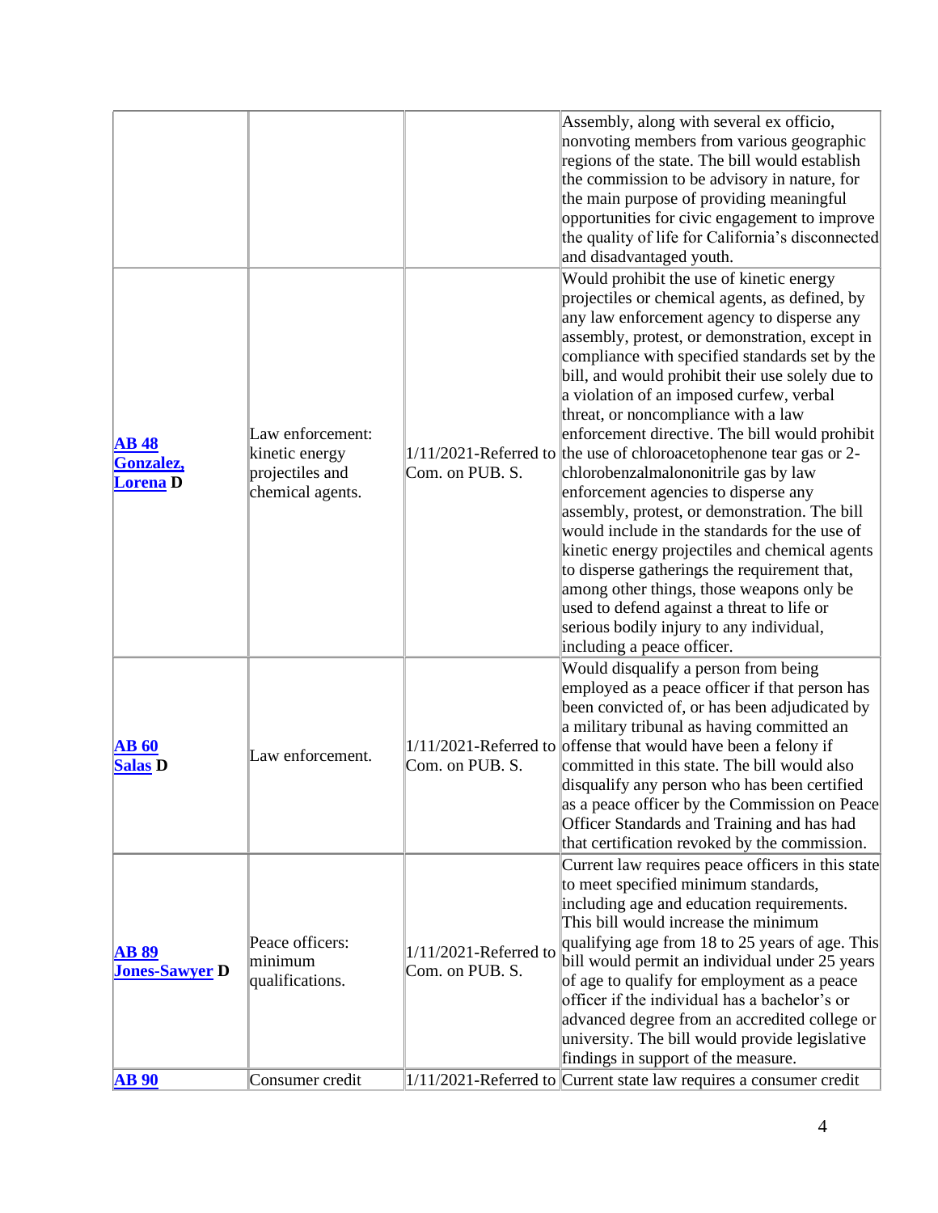| | | | |
|---|---|---|---|
| | | | Assembly, along with several ex officio, nonvoting members from various geographic regions of the state. The bill would establish the commission to be advisory in nature, for the main purpose of providing meaningful opportunities for civic engagement to improve the quality of life for California's disconnected and disadvantaged youth. |
| **AB 48 Gonzalez, Lorena D** | Law enforcement: kinetic energy projectiles and chemical agents. | 1/11/2021-Referred to Com. on PUB. S. | Would prohibit the use of kinetic energy projectiles or chemical agents, as defined, by any law enforcement agency to disperse any assembly, protest, or demonstration, except in compliance with specified standards set by the bill, and would prohibit their use solely due to a violation of an imposed curfew, verbal threat, or noncompliance with a law enforcement directive. The bill would prohibit the use of chloroacetophenone tear gas or 2-chlorobenzalmalononitrile gas by law enforcement agencies to disperse any assembly, protest, or demonstration. The bill would include in the standards for the use of kinetic energy projectiles and chemical agents to disperse gatherings the requirement that, among other things, those weapons only be used to defend against a threat to life or serious bodily injury to any individual, including a peace officer. |
| **AB 60 Salas D** | Law enforcement. | 1/11/2021-Referred to Com. on PUB. S. | Would disqualify a person from being employed as a peace officer if that person has been convicted of, or has been adjudicated by a military tribunal as having committed an offense that would have been a felony if committed in this state. The bill would also disqualify any person who has been certified as a peace officer by the Commission on Peace Officer Standards and Training and has had that certification revoked by the commission. |
| **AB 89 Jones-Sawyer D** | Peace officers: minimum qualifications. | 1/11/2021-Referred to Com. on PUB. S. | Current law requires peace officers in this state to meet specified minimum standards, including age and education requirements. This bill would increase the minimum qualifying age from 18 to 25 years of age. This bill would permit an individual under 25 years of age to qualify for employment as a peace officer if the individual has a bachelor's or advanced degree from an accredited college or university. The bill would provide legislative findings in support of the measure. |
| **AB 90** | Consumer credit | 1/11/2021-Referred to | Current state law requires a consumer credit |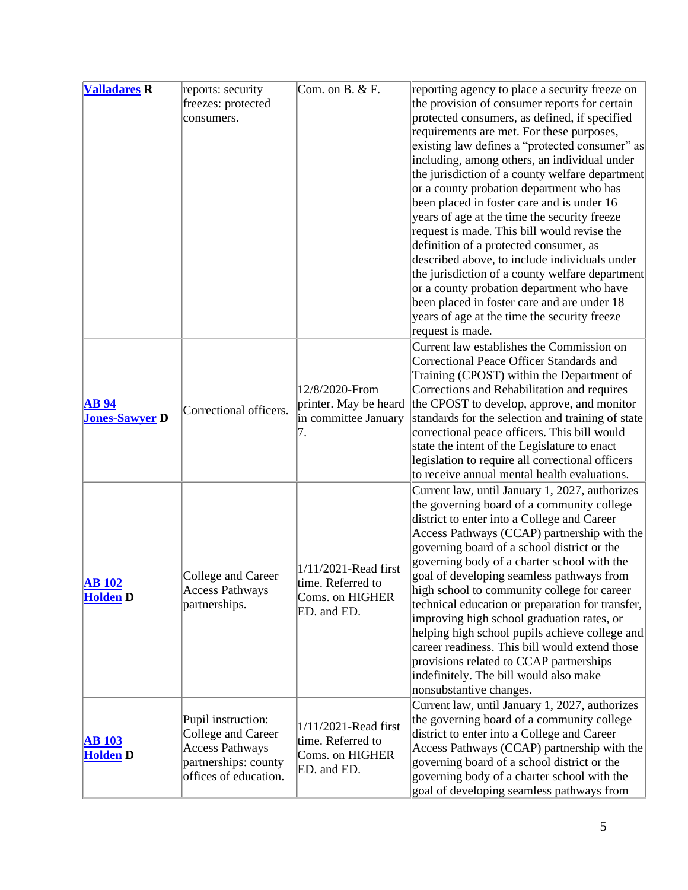| | | | |
|---|---|---|---|
| **Valladares R** | reports: security freezes: protected consumers. | Com. on B. & F. | reporting agency to place a security freeze on the provision of consumer reports for certain protected consumers, as defined, if specified requirements are met. For these purposes, existing law defines a "protected consumer" as including, among others, an individual under the jurisdiction of a county welfare department or a county probation department who has been placed in foster care and is under 16 years of age at the time the security freeze request is made. This bill would revise the definition of a protected consumer, as described above, to include individuals under the jurisdiction of a county welfare department or a county probation department who have been placed in foster care and are under 18 years of age at the time the security freeze request is made. |
| **AB 94 Jones-Sawyer D** | Correctional officers. | 12/8/2020-From printer. May be heard in committee January 7. | Current law establishes the Commission on Correctional Peace Officer Standards and Training (CPOST) within the Department of Corrections and Rehabilitation and requires the CPOST to develop, approve, and monitor standards for the selection and training of state correctional peace officers. This bill would state the intent of the Legislature to enact legislation to require all correctional officers to receive annual mental health evaluations. |
| **AB 102 Holden D** | College and Career Access Pathways partnerships. | 1/11/2021-Read first time. Referred to Coms. on HIGHER ED. and ED. | Current law, until January 1, 2027, authorizes the governing board of a community college district to enter into a College and Career Access Pathways (CCAP) partnership with the governing board of a school district or the governing body of a charter school with the goal of developing seamless pathways from high school to community college for career technical education or preparation for transfer, improving high school graduation rates, or helping high school pupils achieve college and career readiness. This bill would extend those provisions related to CCAP partnerships indefinitely. The bill would also make nonsubstantive changes. |
| **AB 103 Holden D** | Pupil instruction: College and Career Access Pathways partnerships: county offices of education. | 1/11/2021-Read first time. Referred to Coms. on HIGHER ED. and ED. | Current law, until January 1, 2027, authorizes the governing board of a community college district to enter into a College and Career Access Pathways (CCAP) partnership with the governing board of a school district or the governing body of a charter school with the goal of developing seamless pathways from |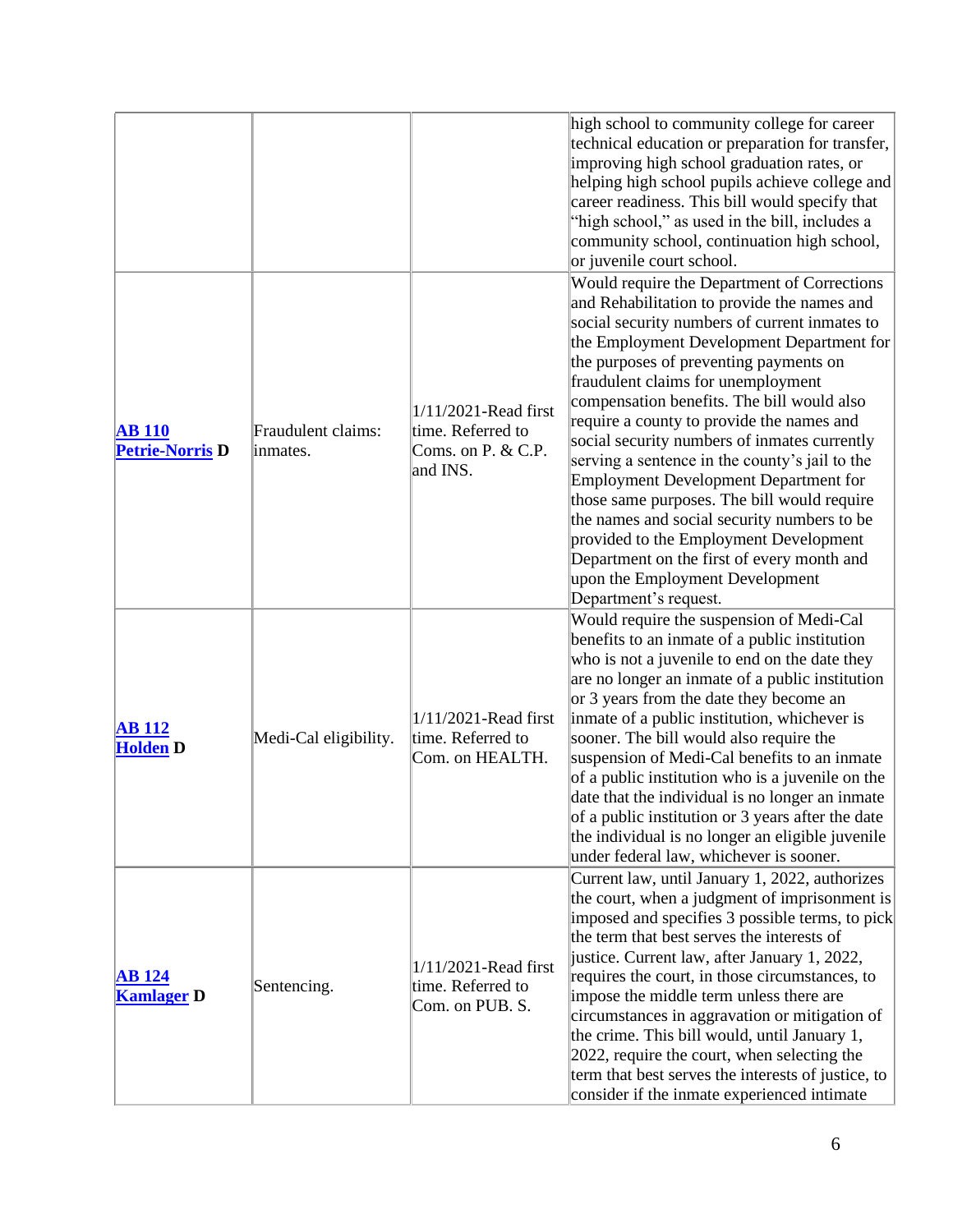| | | | |
|---|---|---|---|
| | | | high school to community college for career technical education or preparation for transfer, improving high school graduation rates, or helping high school pupils achieve college and career readiness. This bill would specify that "high school," as used in the bill, includes a community school, continuation high school, or juvenile court school. |
| **AB 110** **Petrie-Norris D** | Fraudulent claims: inmates. | 1/11/2021-Read first time. Referred to Coms. on P. & C.P. and INS. | Would require the Department of Corrections and Rehabilitation to provide the names and social security numbers of current inmates to the Employment Development Department for the purposes of preventing payments on fraudulent claims for unemployment compensation benefits. The bill would also require a county to provide the names and social security numbers of inmates currently serving a sentence in the county's jail to the Employment Development Department for those same purposes. The bill would require the names and social security numbers to be provided to the Employment Development Department on the first of every month and upon the Employment Development Department's request. |
| **AB 112** **Holden D** | Medi-Cal eligibility. | 1/11/2021-Read first time. Referred to Com. on HEALTH. | Would require the suspension of Medi-Cal benefits to an inmate of a public institution who is not a juvenile to end on the date they are no longer an inmate of a public institution or 3 years from the date they become an inmate of a public institution, whichever is sooner. The bill would also require the suspension of Medi-Cal benefits to an inmate of a public institution who is a juvenile on the date that the individual is no longer an inmate of a public institution or 3 years after the date the individual is no longer an eligible juvenile under federal law, whichever is sooner. |
| **AB 124** **Kamlager D** | Sentencing. | 1/11/2021-Read first time. Referred to Com. on PUB. S. | Current law, until January 1, 2022, authorizes the court, when a judgment of imprisonment is imposed and specifies 3 possible terms, to pick the term that best serves the interests of justice. Current law, after January 1, 2022, requires the court, in those circumstances, to impose the middle term unless there are circumstances in aggravation or mitigation of the crime. This bill would, until January 1, 2022, require the court, when selecting the term that best serves the interests of justice, to consider if the inmate experienced intimate |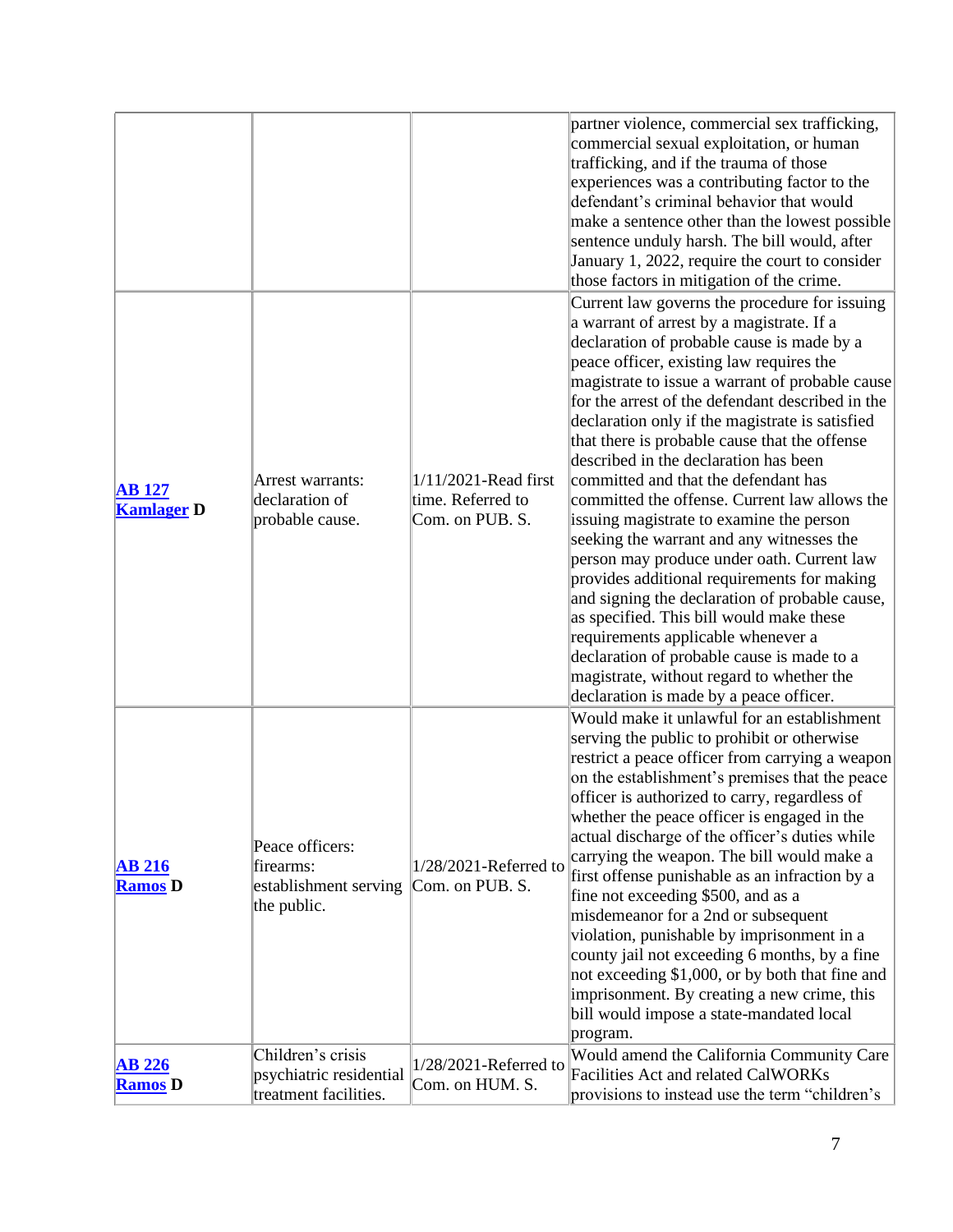| | | | |
|---|---|---|---|
| | | | partner violence, commercial sex trafficking, commercial sexual exploitation, or human trafficking, and if the trauma of those experiences was a contributing factor to the defendant's criminal behavior that would make a sentence other than the lowest possible sentence unduly harsh. The bill would, after January 1, 2022, require the court to consider those factors in mitigation of the crime. |
| **AB 127 Kamlager D** | Arrest warrants: declaration of probable cause. | 1/11/2021-Read first time. Referred to Com. on PUB. S. | Current law governs the procedure for issuing a warrant of arrest by a magistrate. If a declaration of probable cause is made by a peace officer, existing law requires the magistrate to issue a warrant of probable cause for the arrest of the defendant described in the declaration only if the magistrate is satisfied that there is probable cause that the offense described in the declaration has been committed and that the defendant has committed the offense. Current law allows the issuing magistrate to examine the person seeking the warrant and any witnesses the person may produce under oath. Current law provides additional requirements for making and signing the declaration of probable cause, as specified. This bill would make these requirements applicable whenever a declaration of probable cause is made to a magistrate, without regard to whether the declaration is made by a peace officer. |
| **AB 216 Ramos D** | Peace officers: firearms: establishment serving the public. | 1/28/2021-Referred to Com. on PUB. S. | Would make it unlawful for an establishment serving the public to prohibit or otherwise restrict a peace officer from carrying a weapon on the establishment's premises that the peace officer is authorized to carry, regardless of whether the peace officer is engaged in the actual discharge of the officer's duties while carrying the weapon. The bill would make a first offense punishable as an infraction by a fine not exceeding $500, and as a misdemeanor for a 2nd or subsequent violation, punishable by imprisonment in a county jail not exceeding 6 months, by a fine not exceeding $1,000, or by both that fine and imprisonment. By creating a new crime, this bill would impose a state-mandated local program. |
| **AB 226 Ramos D** | Children's crisis psychiatric residential treatment facilities. | 1/28/2021-Referred to Com. on HUM. S. | Would amend the California Community Care Facilities Act and related CalWORKs provisions to instead use the term "children's |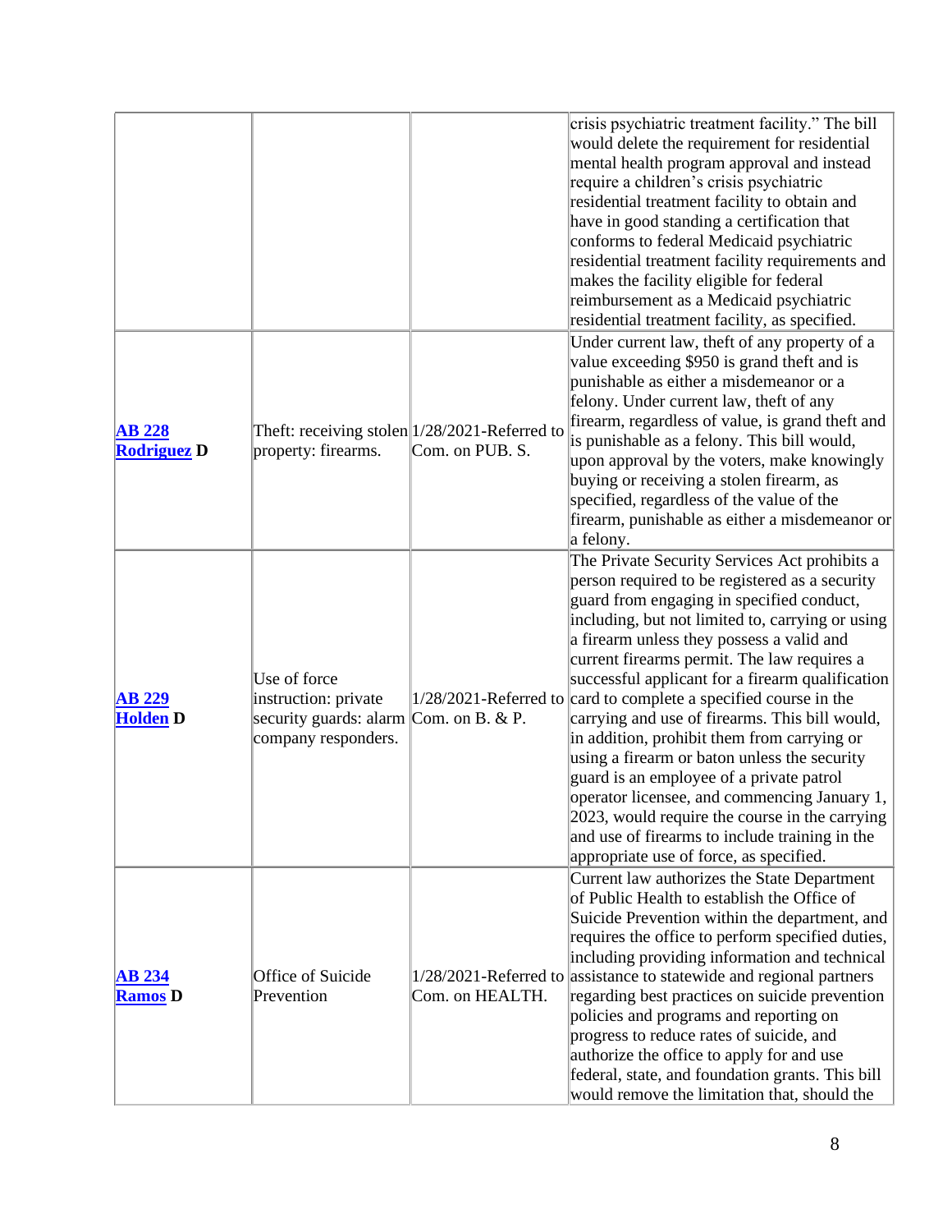| | | | |
|---|---|---|---|
| | | | crisis psychiatric treatment facility." The bill would delete the requirement for residential mental health program approval and instead require a children's crisis psychiatric residential treatment facility to obtain and have in good standing a certification that conforms to federal Medicaid psychiatric residential treatment facility requirements and makes the facility eligible for federal reimbursement as a Medicaid psychiatric residential treatment facility, as specified. |
| **AB 228 Rodriguez D** | Theft: receiving stolen property: firearms. | 1/28/2021-Referred to Com. on PUB. S. | Under current law, theft of any property of a value exceeding $950 is grand theft and is punishable as either a misdemeanor or a felony. Under current law, theft of any firearm, regardless of value, is grand theft and is punishable as a felony. This bill would, upon approval by the voters, make knowingly buying or receiving a stolen firearm, as specified, regardless of the value of the firearm, punishable as either a misdemeanor or a felony. |
| **AB 229 Holden D** | Use of force instruction: private security guards: alarm company responders. | 1/28/2021-Referred to Com. on B. & P. | The Private Security Services Act prohibits a person required to be registered as a security guard from engaging in specified conduct, including, but not limited to, carrying or using a firearm unless they possess a valid and current firearms permit. The law requires a successful applicant for a firearm qualification card to complete a specified course in the carrying and use of firearms. This bill would, in addition, prohibit them from carrying or using a firearm or baton unless the security guard is an employee of a private patrol operator licensee, and commencing January 1, 2023, would require the course in the carrying and use of firearms to include training in the appropriate use of force, as specified. |
| **AB 234 Ramos D** | Office of Suicide Prevention | 1/28/2021-Referred to Com. on HEALTH. | Current law authorizes the State Department of Public Health to establish the Office of Suicide Prevention within the department, and requires the office to perform specified duties, including providing information and technical assistance to statewide and regional partners regarding best practices on suicide prevention policies and programs and reporting on progress to reduce rates of suicide, and authorize the office to apply for and use federal, state, and foundation grants. This bill would remove the limitation that, should the |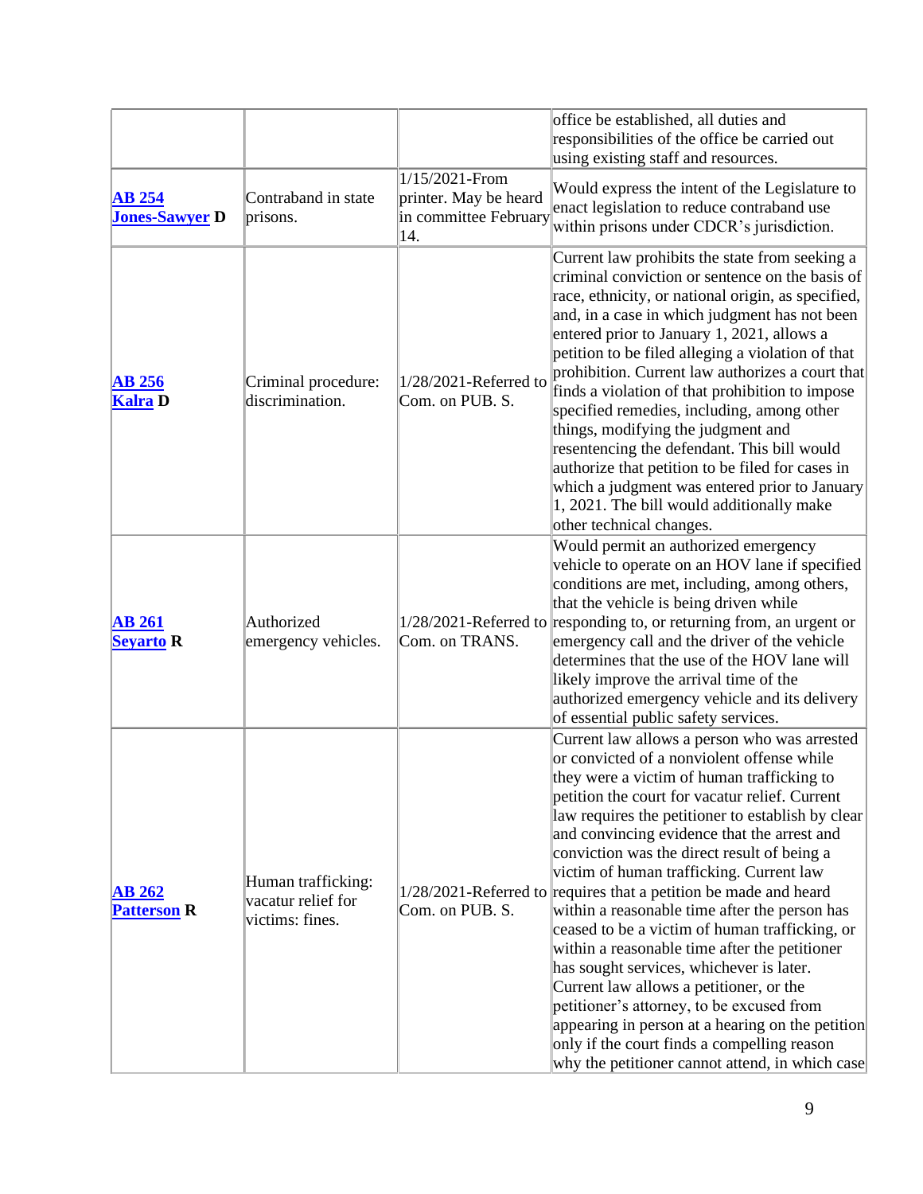| | | | office be established, all duties and responsibilities of the office be carried out using existing staff and resources. |
|---|---|---|---|
| **AB 254** **Jones-Sawyer D** | Contraband in state prisons. | 1/15/2021-From printer. May be heard in committee February 14. | Would express the intent of the Legislature to enact legislation to reduce contraband use within prisons under CDCR's jurisdiction. |
| **AB 256** **Kalra D** | Criminal procedure: discrimination. | 1/28/2021-Referred to Com. on PUB. S. | Current law prohibits the state from seeking a criminal conviction or sentence on the basis of race, ethnicity, or national origin, as specified, and, in a case in which judgment has not been entered prior to January 1, 2021, allows a petition to be filed alleging a violation of that prohibition. Current law authorizes a court that finds a violation of that prohibition to impose specified remedies, including, among other things, modifying the judgment and resentencing the defendant. This bill would authorize that petition to be filed for cases in which a judgment was entered prior to January 1, 2021. The bill would additionally make other technical changes. |
| **AB 261** **Seyarto R** | Authorized emergency vehicles. | 1/28/2021-Referred to Com. on TRANS. | Would permit an authorized emergency vehicle to operate on an HOV lane if specified conditions are met, including, among others, that the vehicle is being driven while responding to, or returning from, an urgent or emergency call and the driver of the vehicle determines that the use of the HOV lane will likely improve the arrival time of the authorized emergency vehicle and its delivery of essential public safety services. |
| **AB 262** **Patterson R** | Human trafficking: vacatur relief for victims: fines. | 1/28/2021-Referred to Com. on PUB. S. | Current law allows a person who was arrested or convicted of a nonviolent offense while they were a victim of human trafficking to petition the court for vacatur relief. Current law requires the petitioner to establish by clear and convincing evidence that the arrest and conviction was the direct result of being a victim of human trafficking. Current law requires that a petition be made and heard within a reasonable time after the person has ceased to be a victim of human trafficking, or within a reasonable time after the petitioner has sought services, whichever is later. Current law allows a petitioner, or the petitioner's attorney, to be excused from appearing in person at a hearing on the petition only if the court finds a compelling reason why the petitioner cannot attend, in which case |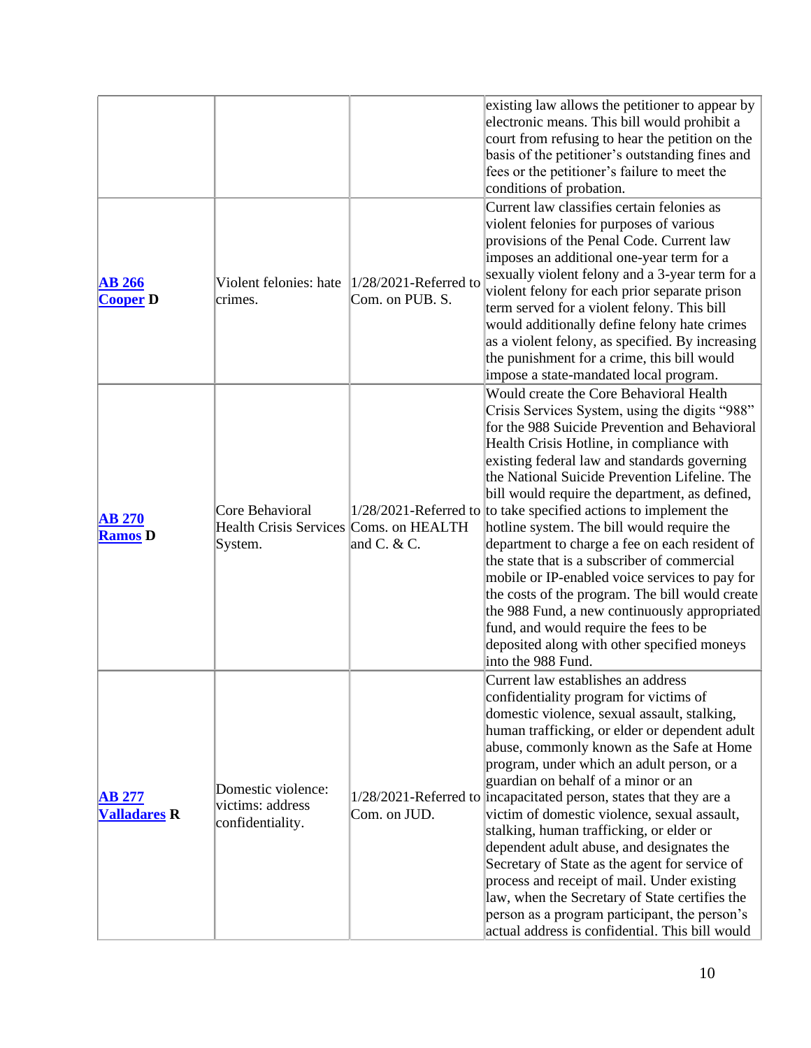| | | | |
|---|---|---|---|
| | | | existing law allows the petitioner to appear by electronic means. This bill would prohibit a court from refusing to hear the petition on the basis of the petitioner's outstanding fines and fees or the petitioner's failure to meet the conditions of probation. |
| **AB 266** **Cooper D** | Violent felonies: hate crimes. | 1/28/2021-Referred to Com. on PUB. S. | Current law classifies certain felonies as violent felonies for purposes of various provisions of the Penal Code. Current law imposes an additional one-year term for a sexually violent felony and a 3-year term for a violent felony for each prior separate prison term served for a violent felony. This bill would additionally define felony hate crimes as a violent felony, as specified. By increasing the punishment for a crime, this bill would impose a state-mandated local program. |
| **AB 270** **Ramos D** | Core Behavioral Health Crisis Services System. | 1/28/2021-Referred to Coms. on HEALTH and C. & C. | Would create the Core Behavioral Health Crisis Services System, using the digits "988" for the 988 Suicide Prevention and Behavioral Health Crisis Hotline, in compliance with existing federal law and standards governing the National Suicide Prevention Lifeline. The bill would require the department, as defined, to take specified actions to implement the hotline system. The bill would require the department to charge a fee on each resident of the state that is a subscriber of commercial mobile or IP-enabled voice services to pay for the costs of the program. The bill would create the 988 Fund, a new continuously appropriated fund, and would require the fees to be deposited along with other specified moneys into the 988 Fund. |
| **AB 277** **Valladares R** | Domestic violence: victims: address confidentiality. | 1/28/2021-Referred to Com. on JUD. | Current law establishes an address confidentiality program for victims of domestic violence, sexual assault, stalking, human trafficking, or elder or dependent adult abuse, commonly known as the Safe at Home program, under which an adult person, or a guardian on behalf of a minor or an incapacitated person, states that they are a victim of domestic violence, sexual assault, stalking, human trafficking, or elder or dependent adult abuse, and designates the Secretary of State as the agent for service of process and receipt of mail. Under existing law, when the Secretary of State certifies the person as a program participant, the person's actual address is confidential. This bill would |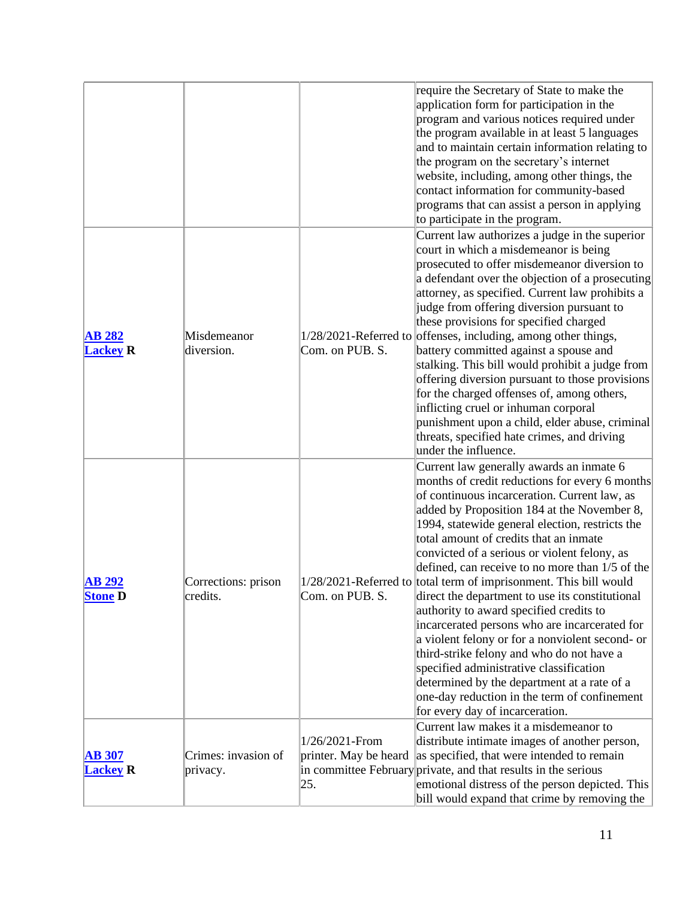| | | | |
|---|---|---|---|
| | | | require the Secretary of State to make the application form for participation in the program and various notices required under the program available in at least 5 languages and to maintain certain information relating to the program on the secretary's internet website, including, among other things, the contact information for community-based programs that can assist a person in applying to participate in the program. |
| **AB 282** **Lackey R** | Misdemeanor diversion. | 1/28/2021-Referred to Com. on PUB. S. | Current law authorizes a judge in the superior court in which a misdemeanor is being prosecuted to offer misdemeanor diversion to a defendant over the objection of a prosecuting attorney, as specified. Current law prohibits a judge from offering diversion pursuant to these provisions for specified charged offenses, including, among other things, battery committed against a spouse and stalking. This bill would prohibit a judge from offering diversion pursuant to those provisions for the charged offenses of, among others, inflicting cruel or inhuman corporal punishment upon a child, elder abuse, criminal threats, specified hate crimes, and driving under the influence. |
| **AB 292** **Stone D** | Corrections: prison credits. | 1/28/2021-Referred to Com. on PUB. S. | Current law generally awards an inmate 6 months of credit reductions for every 6 months of continuous incarceration. Current law, as added by Proposition 184 at the November 8, 1994, statewide general election, restricts the total amount of credits that an inmate convicted of a serious or violent felony, as defined, can receive to no more than 1/5 of the total term of imprisonment. This bill would direct the department to use its constitutional authority to award specified credits to incarcerated persons who are incarcerated for a violent felony or for a nonviolent second- or third-strike felony and who do not have a specified administrative classification determined by the department at a rate of a one-day reduction in the term of confinement for every day of incarceration. |
| **AB 307** **Lackey R** | Crimes: invasion of privacy. | 1/26/2021-From printer. May be heard in committee February 25. | Current law makes it a misdemeanor to distribute intimate images of another person, as specified, that were intended to remain private, and that results in the serious emotional distress of the person depicted. This bill would expand that crime by removing the |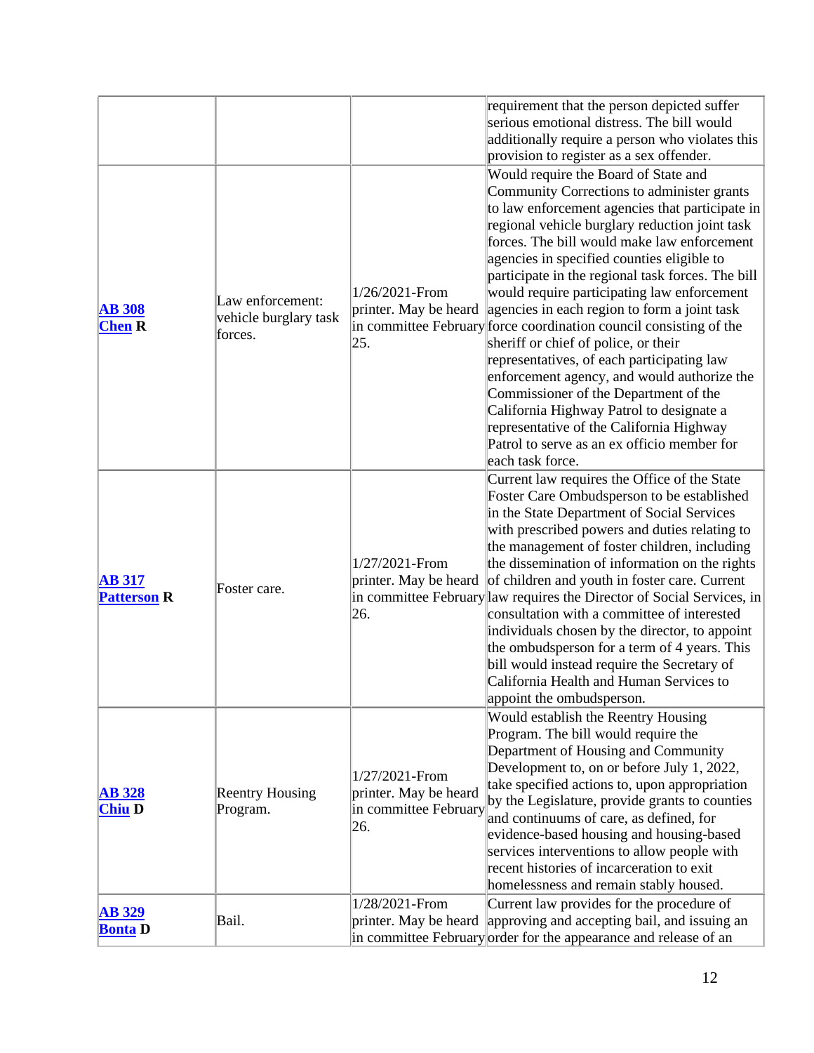|  |  |  | requirement that the person depicted suffer serious emotional distress. The bill would additionally require a person who violates this provision to register as a sex offender. |
|---|---|---|---|
| **AB 308** **Chen R** | Law enforcement: vehicle burglary task forces. | 1/26/2021-From printer. May be heard in committee February 25. | Would require the Board of State and Community Corrections to administer grants to law enforcement agencies that participate in regional vehicle burglary reduction joint task forces. The bill would make law enforcement agencies in specified counties eligible to participate in the regional task forces. The bill would require participating law enforcement agencies in each region to form a joint task force coordination council consisting of the sheriff or chief of police, or their representatives, of each participating law enforcement agency, and would authorize the Commissioner of the Department of the California Highway Patrol to designate a representative of the California Highway Patrol to serve as an ex officio member for each task force. |
| **AB 317** **Patterson R** | Foster care. | 1/27/2021-From printer. May be heard in committee February 26. | Current law requires the Office of the State Foster Care Ombudsperson to be established in the State Department of Social Services with prescribed powers and duties relating to the management of foster children, including the dissemination of information on the rights of children and youth in foster care. Current law requires the Director of Social Services, in consultation with a committee of interested individuals chosen by the director, to appoint the ombudsperson for a term of 4 years. This bill would instead require the Secretary of California Health and Human Services to appoint the ombudsperson. |
| **AB 328** **Chiu D** | Reentry Housing Program. | 1/27/2021-From printer. May be heard in committee February 26. | Would establish the Reentry Housing Program. The bill would require the Department of Housing and Community Development to, on or before July 1, 2022, take specified actions to, upon appropriation by the Legislature, provide grants to counties and continuums of care, as defined, for evidence-based housing and housing-based services interventions to allow people with recent histories of incarceration to exit homelessness and remain stably housed. |
| **AB 329** **Bonta D** | Bail. | 1/28/2021-From printer. May be heard in committee February | Current law provides for the procedure of approving and accepting bail, and issuing an order for the appearance and release of an |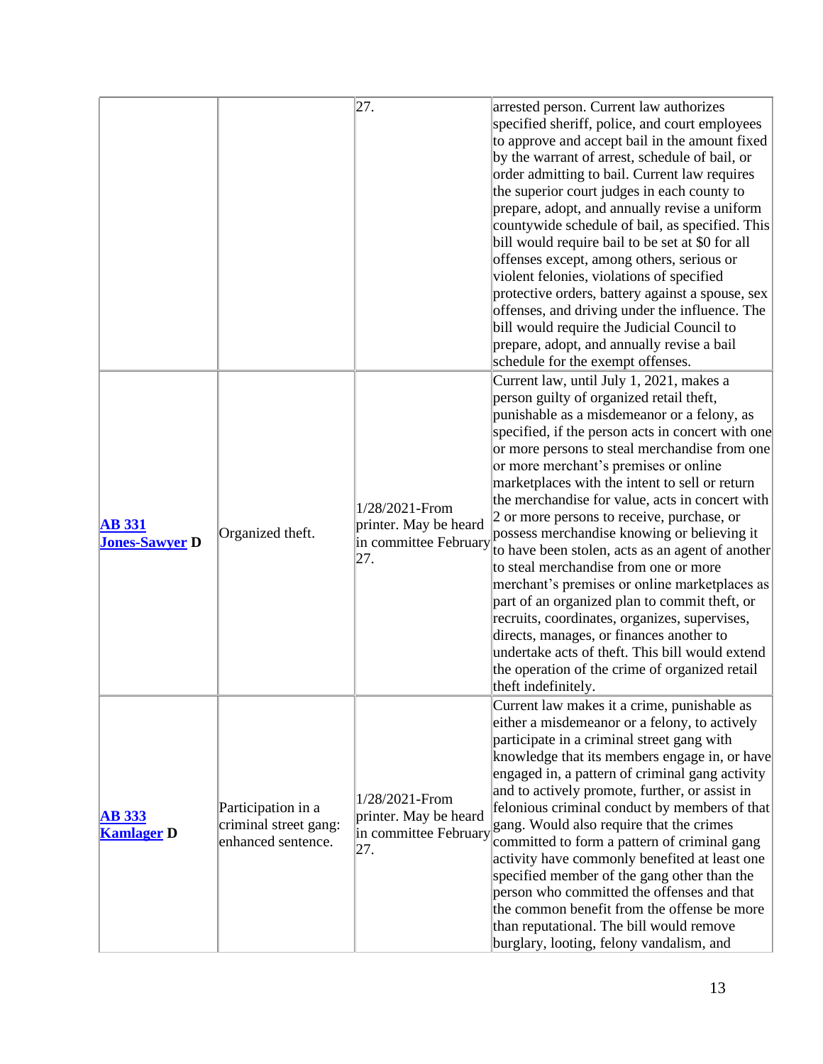| | | | |
|---|---|---|---|
| | | 27. | arrested person. Current law authorizes specified sheriff, police, and court employees to approve and accept bail in the amount fixed by the warrant of arrest, schedule of bail, or order admitting to bail. Current law requires the superior court judges in each county to prepare, adopt, and annually revise a uniform countywide schedule of bail, as specified. This bill would require bail to be set at $0 for all offenses except, among others, serious or violent felonies, violations of specified protective orders, battery against a spouse, sex offenses, and driving under the influence. The bill would require the Judicial Council to prepare, adopt, and annually revise a bail schedule for the exempt offenses. |
| **AB 331 Jones-Sawyer D** | Organized theft. | 1/28/2021-From printer. May be heard in committee February 27. | Current law, until July 1, 2021, makes a person guilty of organized retail theft, punishable as a misdemeanor or a felony, as specified, if the person acts in concert with one or more persons to steal merchandise from one or more merchant's premises or online marketplaces with the intent to sell or return the merchandise for value, acts in concert with 2 or more persons to receive, purchase, or possess merchandise knowing or believing it to have been stolen, acts as an agent of another to steal merchandise from one or more merchant's premises or online marketplaces as part of an organized plan to commit theft, or recruits, coordinates, organizes, supervises, directs, manages, or finances another to undertake acts of theft. This bill would extend the operation of the crime of organized retail theft indefinitely. |
| **AB 333 Kamlager D** | Participation in a criminal street gang: enhanced sentence. | 1/28/2021-From printer. May be heard in committee February 27. | Current law makes it a crime, punishable as either a misdemeanor or a felony, to actively participate in a criminal street gang with knowledge that its members engage in, or have engaged in, a pattern of criminal gang activity and to actively promote, further, or assist in felonious criminal conduct by members of that gang. Would also require that the crimes committed to form a pattern of criminal gang activity have commonly benefited at least one specified member of the gang other than the person who committed the offenses and that the common benefit from the offense be more than reputational. The bill would remove burglary, looting, felony vandalism, and |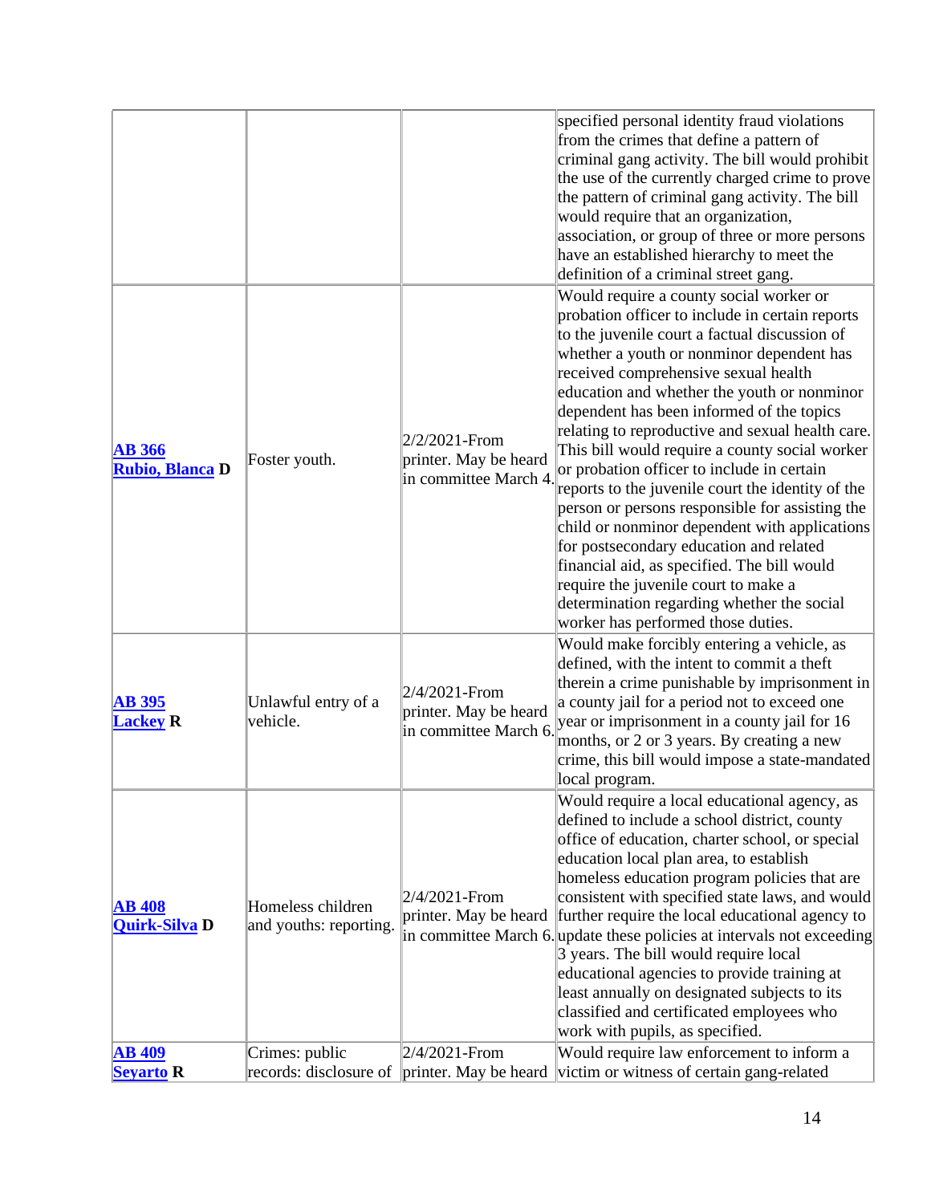| | | | |
|---|---|---|---|
| | | | specified personal identity fraud violations from the crimes that define a pattern of criminal gang activity. The bill would prohibit the use of the currently charged crime to prove the pattern of criminal gang activity. The bill would require that an organization, association, or group of three or more persons have an established hierarchy to meet the definition of a criminal street gang. |
| **AB 366** **Rubio, Blanca D** | Foster youth. | 2/2/2021-From printer. May be heard in committee March 4. | Would require a county social worker or probation officer to include in certain reports to the juvenile court a factual discussion of whether a youth or nonminor dependent has received comprehensive sexual health education and whether the youth or nonminor dependent has been informed of the topics relating to reproductive and sexual health care. This bill would require a county social worker or probation officer to include in certain reports to the juvenile court the identity of the person or persons responsible for assisting the child or nonminor dependent with applications for postsecondary education and related financial aid, as specified. The bill would require the juvenile court to make a determination regarding whether the social worker has performed those duties. |
| **AB 395** **Lackey R** | Unlawful entry of a vehicle. | 2/4/2021-From printer. May be heard in committee March 6. | Would make forcibly entering a vehicle, as defined, with the intent to commit a theft therein a crime punishable by imprisonment in a county jail for a period not to exceed one year or imprisonment in a county jail for 16 months, or 2 or 3 years. By creating a new crime, this bill would impose a state-mandated local program. |
| **AB 408** **Quirk-Silva D** | Homeless children and youths: reporting. | 2/4/2021-From printer. May be heard in committee March 6. | Would require a local educational agency, as defined to include a school district, county office of education, charter school, or special education local plan area, to establish homeless education program policies that are consistent with specified state laws, and would further require the local educational agency to update these policies at intervals not exceeding 3 years. The bill would require local educational agencies to provide training at least annually on designated subjects to its classified and certificated employees who work with pupils, as specified. |
| **AB 409** **Seyarto R** | Crimes: public records: disclosure of | 2/4/2021-From printer. May be heard | Would require law enforcement to inform a victim or witness of certain gang-related |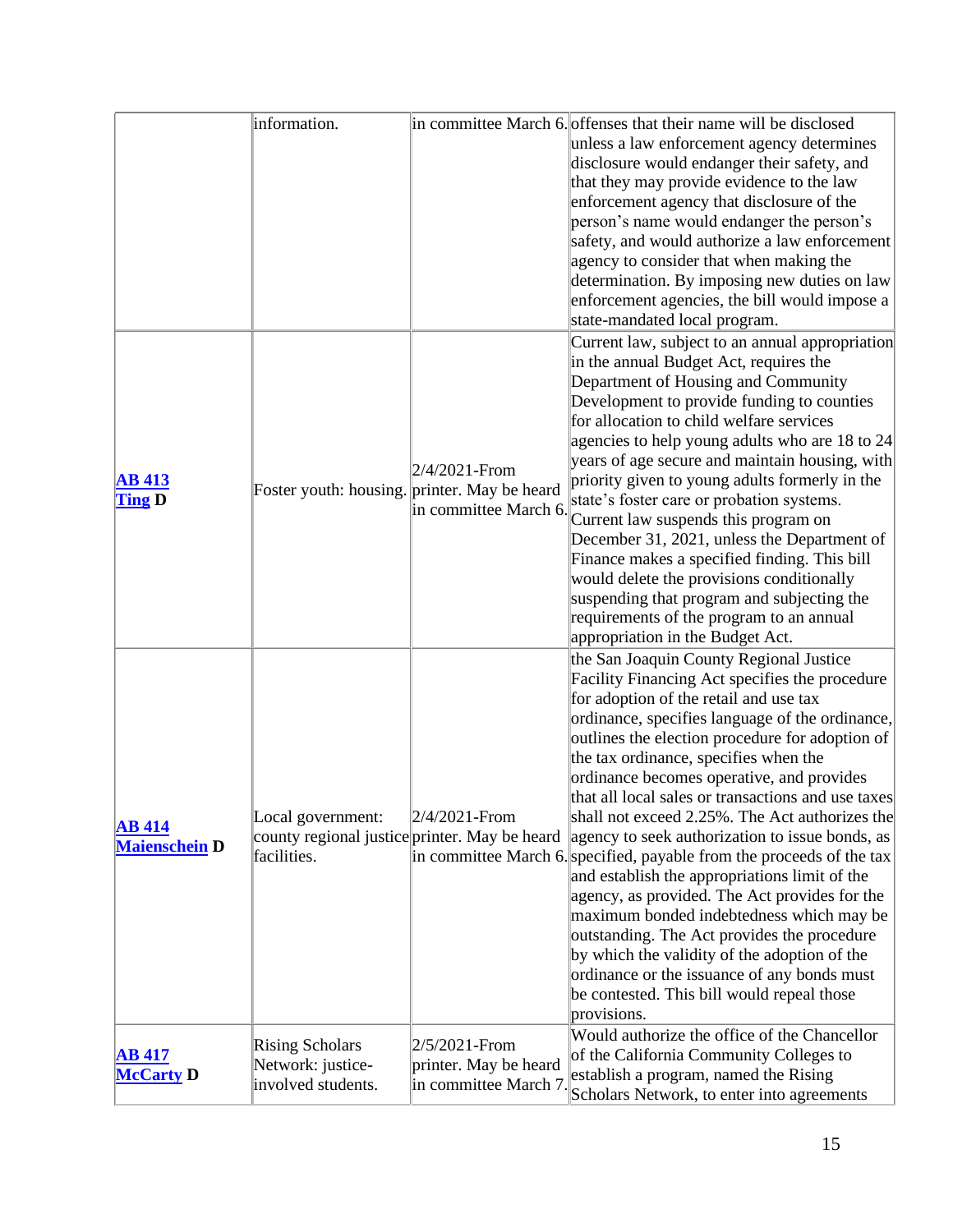|  |  |  |  |
|---|---|---|---|
|  | information. | in committee March 6. | offenses that their name will be disclosed unless a law enforcement agency determines disclosure would endanger their safety, and that they may provide evidence to the law enforcement agency that disclosure of the person's name would endanger the person's safety, and would authorize a law enforcement agency to consider that when making the determination. By imposing new duties on law enforcement agencies, the bill would impose a state-mandated local program. |
| **AB 413 Ting D** | Foster youth: housing. | 2/4/2021-From printer. May be heard in committee March 6. | Current law, subject to an annual appropriation in the annual Budget Act, requires the Department of Housing and Community Development to provide funding to counties for allocation to child welfare services agencies to help young adults who are 18 to 24 years of age secure and maintain housing, with priority given to young adults formerly in the state's foster care or probation systems. Current law suspends this program on December 31, 2021, unless the Department of Finance makes a specified finding. This bill would delete the provisions conditionally suspending that program and subjecting the requirements of the program to an annual appropriation in the Budget Act. |
| **AB 414 Maienschein D** | Local government: county regional justice facilities. | 2/4/2021-From printer. May be heard in committee March 6. | the San Joaquin County Regional Justice Facility Financing Act specifies the procedure for adoption of the retail and use tax ordinance, specifies language of the ordinance, outlines the election procedure for adoption of the tax ordinance, specifies when the ordinance becomes operative, and provides that all local sales or transactions and use taxes shall not exceed 2.25%. The Act authorizes the agency to seek authorization to issue bonds, as specified, payable from the proceeds of the tax and establish the appropriations limit of the agency, as provided. The Act provides for the maximum bonded indebtedness which may be outstanding. The Act provides the procedure by which the validity of the adoption of the ordinance or the issuance of any bonds must be contested. This bill would repeal those provisions. |
| **AB 417 McCarty D** | Rising Scholars Network: justice-involved students. | 2/5/2021-From printer. May be heard in committee March 7. | Would authorize the office of the Chancellor of the California Community Colleges to establish a program, named the Rising Scholars Network, to enter into agreements |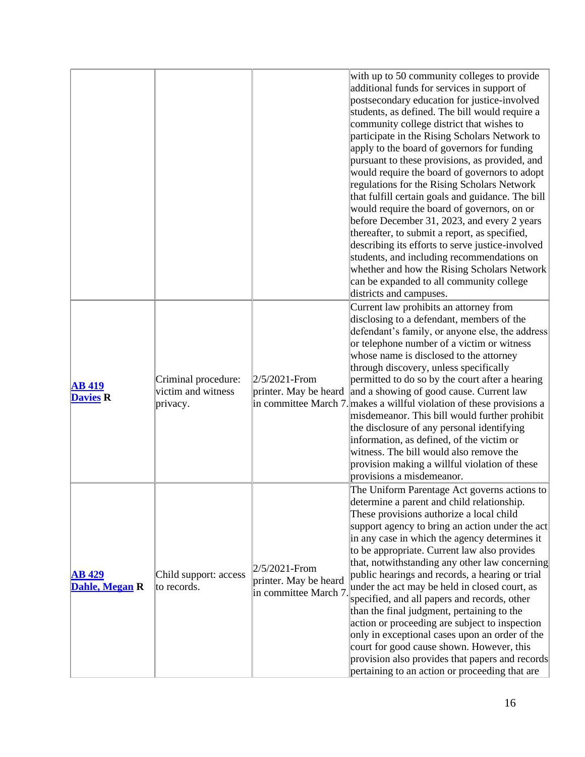| | | | |
|---|---|---|---|
| | | | with up to 50 community colleges to provide additional funds for services in support of postsecondary education for justice-involved students, as defined. The bill would require a community college district that wishes to participate in the Rising Scholars Network to apply to the board of governors for funding pursuant to these provisions, as provided, and would require the board of governors to adopt regulations for the Rising Scholars Network that fulfill certain goals and guidance. The bill would require the board of governors, on or before December 31, 2023, and every 2 years thereafter, to submit a report, as specified, describing its efforts to serve justice-involved students, and including recommendations on whether and how the Rising Scholars Network can be expanded to all community college districts and campuses. |
| **AB 419** **Davies R** | Criminal procedure: victim and witness privacy. | 2/5/2021-From printer. May be heard in committee March 7. | Current law prohibits an attorney from disclosing to a defendant, members of the defendant's family, or anyone else, the address or telephone number of a victim or witness whose name is disclosed to the attorney through discovery, unless specifically permitted to do so by the court after a hearing and a showing of good cause. Current law makes a willful violation of these provisions a misdemeanor. This bill would further prohibit the disclosure of any personal identifying information, as defined, of the victim or witness. The bill would also remove the provision making a willful violation of these provisions a misdemeanor. |
| **AB 429** **Dahle, Megan R** | Child support: access to records. | 2/5/2021-From printer. May be heard in committee March 7. | The Uniform Parentage Act governs actions to determine a parent and child relationship. These provisions authorize a local child support agency to bring an action under the act in any case in which the agency determines it to be appropriate. Current law also provides that, notwithstanding any other law concerning public hearings and records, a hearing or trial under the act may be held in closed court, as specified, and all papers and records, other than the final judgment, pertaining to the action or proceeding are subject to inspection only in exceptional cases upon an order of the court for good cause shown. However, this provision also provides that papers and records pertaining to an action or proceeding that are |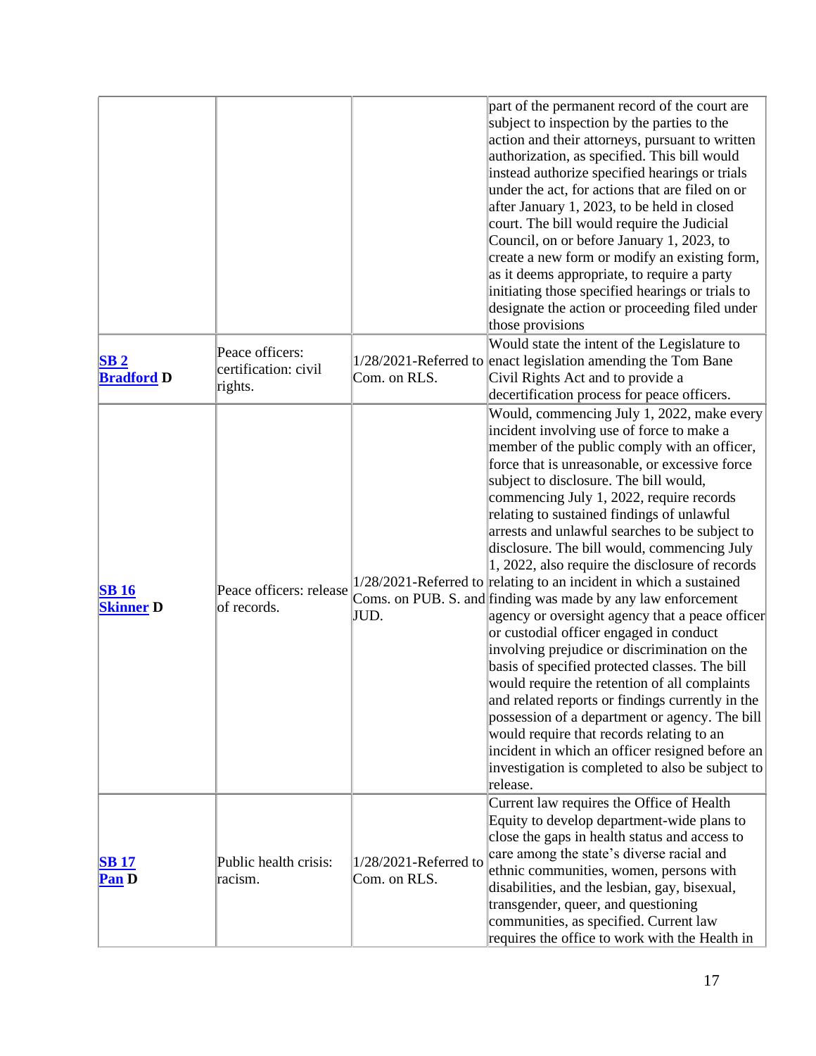| | | | |
|---|---|---|---|
| | | | part of the permanent record of the court are subject to inspection by the parties to the action and their attorneys, pursuant to written authorization, as specified. This bill would instead authorize specified hearings or trials under the act, for actions that are filed on or after January 1, 2023, to be held in closed court. The bill would require the Judicial Council, on or before January 1, 2023, to create a new form or modify an existing form, as it deems appropriate, to require a party initiating those specified hearings or trials to designate the action or proceeding filed under those provisions |
| **SB 2** **Bradford D** | Peace officers: certification: civil rights. | 1/28/2021-Referred to Com. on RLS. | Would state the intent of the Legislature to enact legislation amending the Tom Bane Civil Rights Act and to provide a decertification process for peace officers. |
| **SB 16** **Skinner D** | Peace officers: release of records. | 1/28/2021-Referred to Coms. on PUB. S. and JUD. | Would, commencing July 1, 2022, make every incident involving use of force to make a member of the public comply with an officer, force that is unreasonable, or excessive force subject to disclosure. The bill would, commencing July 1, 2022, require records relating to sustained findings of unlawful arrests and unlawful searches to be subject to disclosure. The bill would, commencing July 1, 2022, also require the disclosure of records relating to an incident in which a sustained finding was made by any law enforcement agency or oversight agency that a peace officer or custodial officer engaged in conduct involving prejudice or discrimination on the basis of specified protected classes. The bill would require the retention of all complaints and related reports or findings currently in the possession of a department or agency. The bill would require that records relating to an incident in which an officer resigned before an investigation is completed to also be subject to release. |
| **SB 17** **Pan D** | Public health crisis: racism. | 1/28/2021-Referred to Com. on RLS. | Current law requires the Office of Health Equity to develop department-wide plans to close the gaps in health status and access to care among the state's diverse racial and ethnic communities, women, persons with disabilities, and the lesbian, gay, bisexual, transgender, queer, and questioning communities, as specified. Current law requires the office to work with the Health in |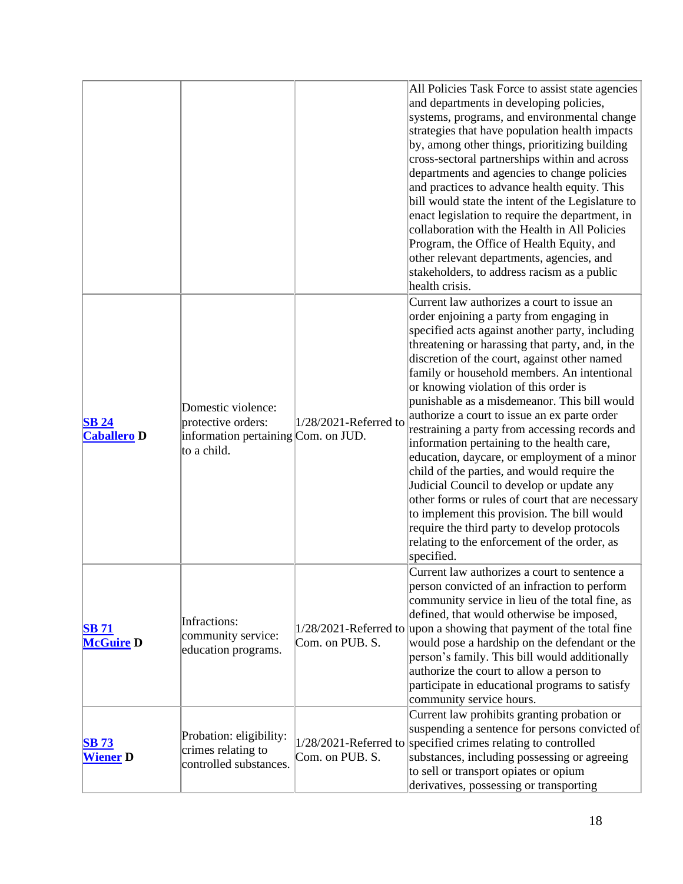| | | | |
|---|---|---|---|
| | | | All Policies Task Force to assist state agencies and departments in developing policies, systems, programs, and environmental change strategies that have population health impacts by, among other things, prioritizing building cross-sectoral partnerships within and across departments and agencies to change policies and practices to advance health equity. This bill would state the intent of the Legislature to enact legislation to require the department, in collaboration with the Health in All Policies Program, the Office of Health Equity, and other relevant departments, agencies, and stakeholders, to address racism as a public health crisis. |
| **SB 24** **Caballero D** | Domestic violence: protective orders: information pertaining to a child. | 1/28/2021-Referred to Com. on JUD. | Current law authorizes a court to issue an order enjoining a party from engaging in specified acts against another party, including threatening or harassing that party, and, in the discretion of the court, against other named family or household members. An intentional or knowing violation of this order is punishable as a misdemeanor. This bill would authorize a court to issue an ex parte order restraining a party from accessing records and information pertaining to the health care, education, daycare, or employment of a minor child of the parties, and would require the Judicial Council to develop or update any other forms or rules of court that are necessary to implement this provision. The bill would require the third party to develop protocols relating to the enforcement of the order, as specified. |
| **SB 71** **McGuire D** | Infractions: community service: education programs. | 1/28/2021-Referred to Com. on PUB. S. | Current law authorizes a court to sentence a person convicted of an infraction to perform community service in lieu of the total fine, as defined, that would otherwise be imposed, upon a showing that payment of the total fine would pose a hardship on the defendant or the person's family. This bill would additionally authorize the court to allow a person to participate in educational programs to satisfy community service hours. |
| **SB 73** **Wiener D** | Probation: eligibility: crimes relating to controlled substances. | 1/28/2021-Referred to Com. on PUB. S. | Current law prohibits granting probation or suspending a sentence for persons convicted of specified crimes relating to controlled substances, including possessing or agreeing to sell or transport opiates or opium derivatives, possessing or transporting |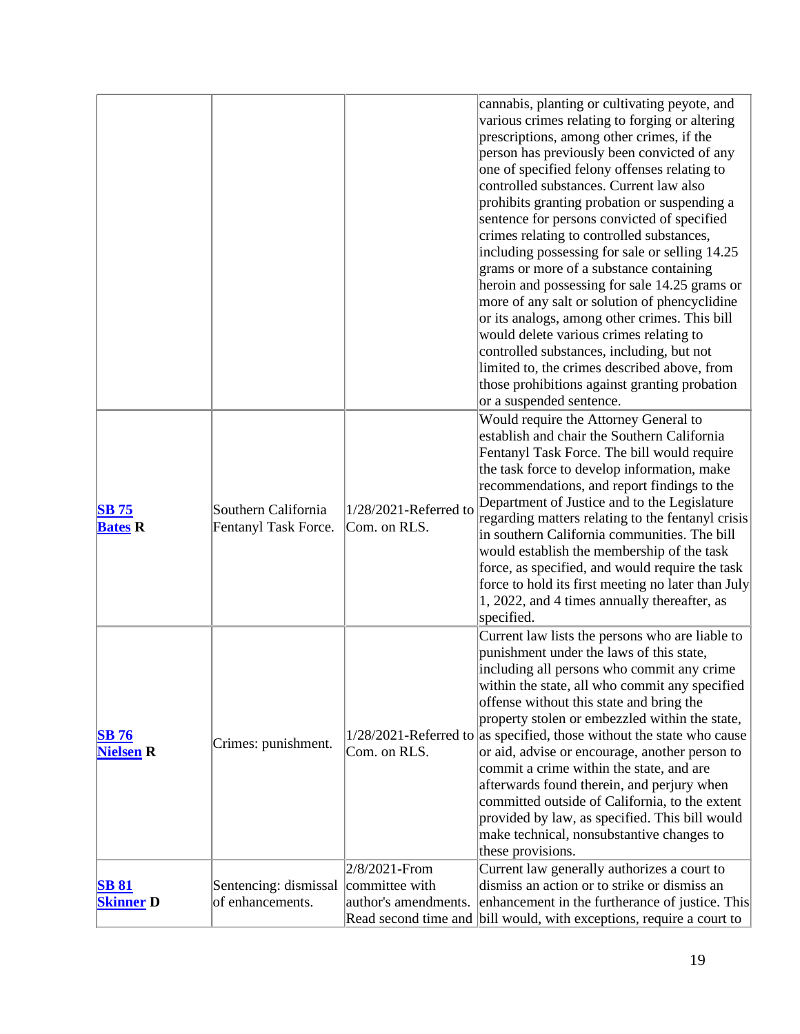| | | | |
|---|---|---|---|
| | | | cannabis, planting or cultivating peyote, and various crimes relating to forging or altering prescriptions, among other crimes, if the person has previously been convicted of any one of specified felony offenses relating to controlled substances. Current law also prohibits granting probation or suspending a sentence for persons convicted of specified crimes relating to controlled substances, including possessing for sale or selling 14.25 grams or more of a substance containing heroin and possessing for sale 14.25 grams or more of any salt or solution of phencyclidine or its analogs, among other crimes. This bill would delete various crimes relating to controlled substances, including, but not limited to, the crimes described above, from those prohibitions against granting probation or a suspended sentence. |
| **SB 75** **Bates R** | Southern California Fentanyl Task Force. | 1/28/2021-Referred to Com. on RLS. | Would require the Attorney General to establish and chair the Southern California Fentanyl Task Force. The bill would require the task force to develop information, make recommendations, and report findings to the Department of Justice and to the Legislature regarding matters relating to the fentanyl crisis in southern California communities. The bill would establish the membership of the task force, as specified, and would require the task force to hold its first meeting no later than July 1, 2022, and 4 times annually thereafter, as specified. |
| **SB 76** **Nielsen R** | Crimes: punishment. | 1/28/2021-Referred to Com. on RLS. | Current law lists the persons who are liable to punishment under the laws of this state, including all persons who commit any crime within the state, all who commit any specified offense without this state and bring the property stolen or embezzled within the state, as specified, those without the state who cause or aid, advise or encourage, another person to commit a crime within the state, and are afterwards found therein, and perjury when committed outside of California, to the extent provided by law, as specified. This bill would make technical, nonsubstantive changes to these provisions. |
| **SB 81** **Skinner D** | Sentencing: dismissal of enhancements. | 2/8/2021-From committee with author's amendments. Read second time and | Current law generally authorizes a court to dismiss an action or to strike or dismiss an enhancement in the furtherance of justice. This bill would, with exceptions, require a court to |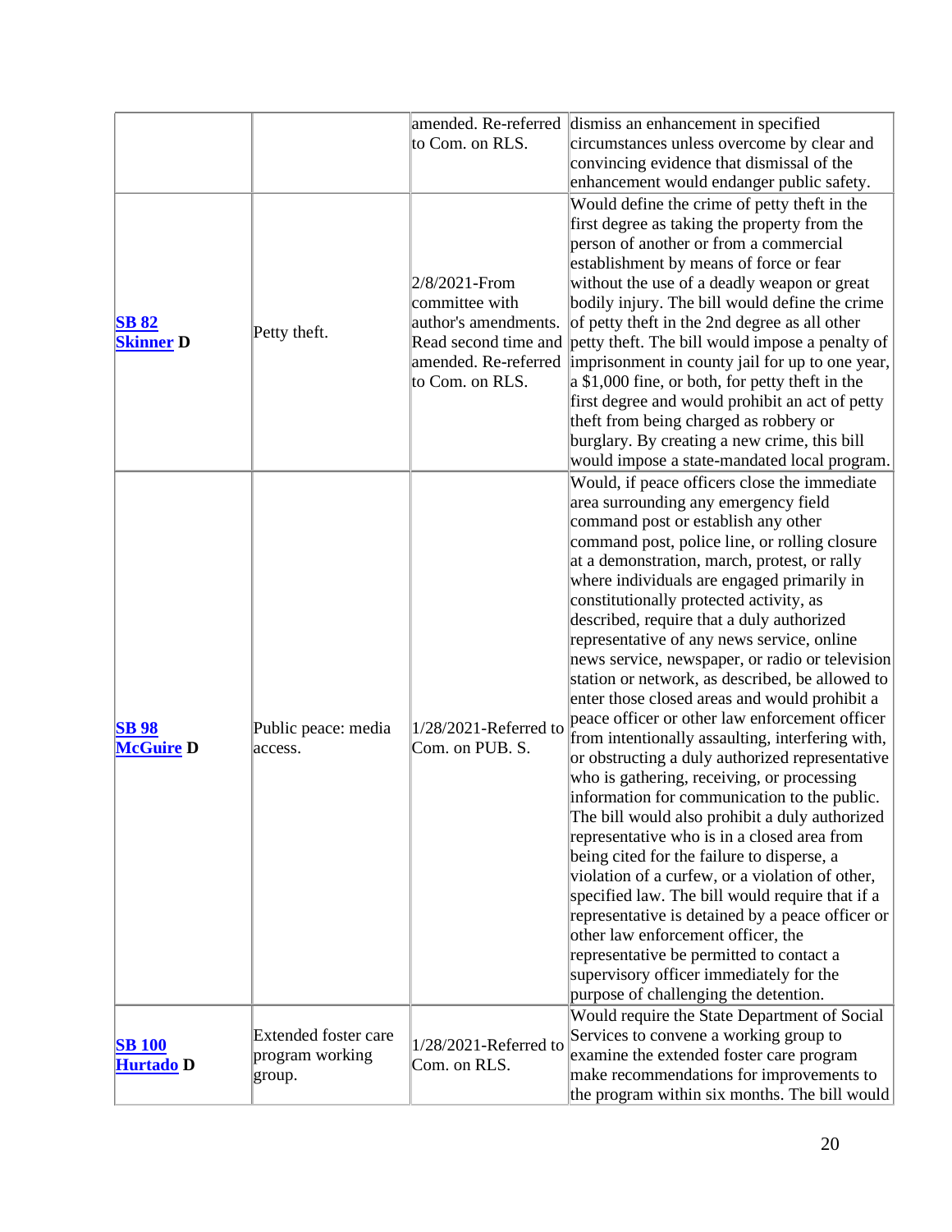| | | | |
|---|---|---|---|
| | | amended. Re-referred to Com. on RLS. | dismiss an enhancement in specified circumstances unless overcome by clear and convincing evidence that dismissal of the enhancement would endanger public safety. |
| **SB 82** **Skinner** **D** | Petty theft. | 2/8/2021-From committee with author's amendments. Read second time and amended. Re-referred to Com. on RLS. | Would define the crime of petty theft in the first degree as taking the property from the person of another or from a commercial establishment by means of force or fear without the use of a deadly weapon or great bodily injury. The bill would define the crime of petty theft in the 2nd degree as all other petty theft. The bill would impose a penalty of imprisonment in county jail for up to one year, a $1,000 fine, or both, for petty theft in the first degree and would prohibit an act of petty theft from being charged as robbery or burglary. By creating a new crime, this bill would impose a state-mandated local program. |
| **SB 98** **McGuire** **D** | Public peace: media access. | 1/28/2021-Referred to Com. on PUB. S. | Would, if peace officers close the immediate area surrounding any emergency field command post or establish any other command post, police line, or rolling closure at a demonstration, march, protest, or rally where individuals are engaged primarily in constitutionally protected activity, as described, require that a duly authorized representative of any news service, online news service, newspaper, or radio or television station or network, as described, be allowed to enter those closed areas and would prohibit a peace officer or other law enforcement officer from intentionally assaulting, interfering with, or obstructing a duly authorized representative who is gathering, receiving, or processing information for communication to the public. The bill would also prohibit a duly authorized representative who is in a closed area from being cited for the failure to disperse, a violation of a curfew, or a violation of other, specified law. The bill would require that if a representative is detained by a peace officer or other law enforcement officer, the representative be permitted to contact a supervisory officer immediately for the purpose of challenging the detention. |
| **SB 100** **Hurtado** **D** | Extended foster care program working group. | 1/28/2021-Referred to Com. on RLS. | Would require the State Department of Social Services to convene a working group to examine the extended foster care program make recommendations for improvements to the program within six months. The bill would |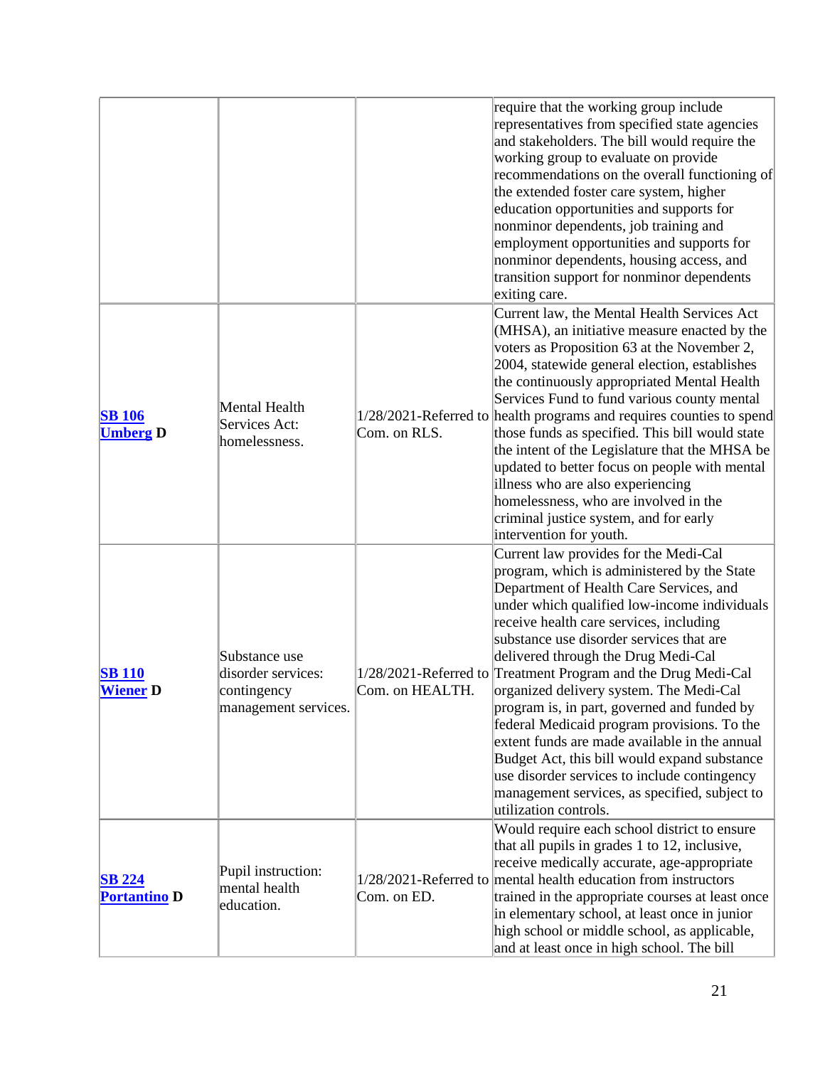| | | | |
|---|---|---|---|
| | | | require that the working group include representatives from specified state agencies and stakeholders. The bill would require the working group to evaluate on provide recommendations on the overall functioning of the extended foster care system, higher education opportunities and supports for nonminor dependents, job training and employment opportunities and supports for nonminor dependents, housing access, and transition support for nonminor dependents exiting care. |
| **SB 106 Umberg D** | Mental Health Services Act: homelessness. | 1/28/2021-Referred to Com. on RLS. | Current law, the Mental Health Services Act (MHSA), an initiative measure enacted by the voters as Proposition 63 at the November 2, 2004, statewide general election, establishes the continuously appropriated Mental Health Services Fund to fund various county mental health programs and requires counties to spend those funds as specified. This bill would state the intent of the Legislature that the MHSA be updated to better focus on people with mental illness who are also experiencing homelessness, who are involved in the criminal justice system, and for early intervention for youth. |
| **SB 110 Wiener D** | Substance use disorder services: contingency management services. | 1/28/2021-Referred to Com. on HEALTH. | Current law provides for the Medi-Cal program, which is administered by the State Department of Health Care Services, and under which qualified low-income individuals receive health care services, including substance use disorder services that are delivered through the Drug Medi-Cal Treatment Program and the Drug Medi-Cal organized delivery system. The Medi-Cal program is, in part, governed and funded by federal Medicaid program provisions. To the extent funds are made available in the annual Budget Act, this bill would expand substance use disorder services to include contingency management services, as specified, subject to utilization controls. |
| **SB 224 Portantino D** | Pupil instruction: mental health education. | 1/28/2021-Referred to Com. on ED. | Would require each school district to ensure that all pupils in grades 1 to 12, inclusive, receive medically accurate, age-appropriate mental health education from instructors trained in the appropriate courses at least once in elementary school, at least once in junior high school or middle school, as applicable, and at least once in high school. The bill |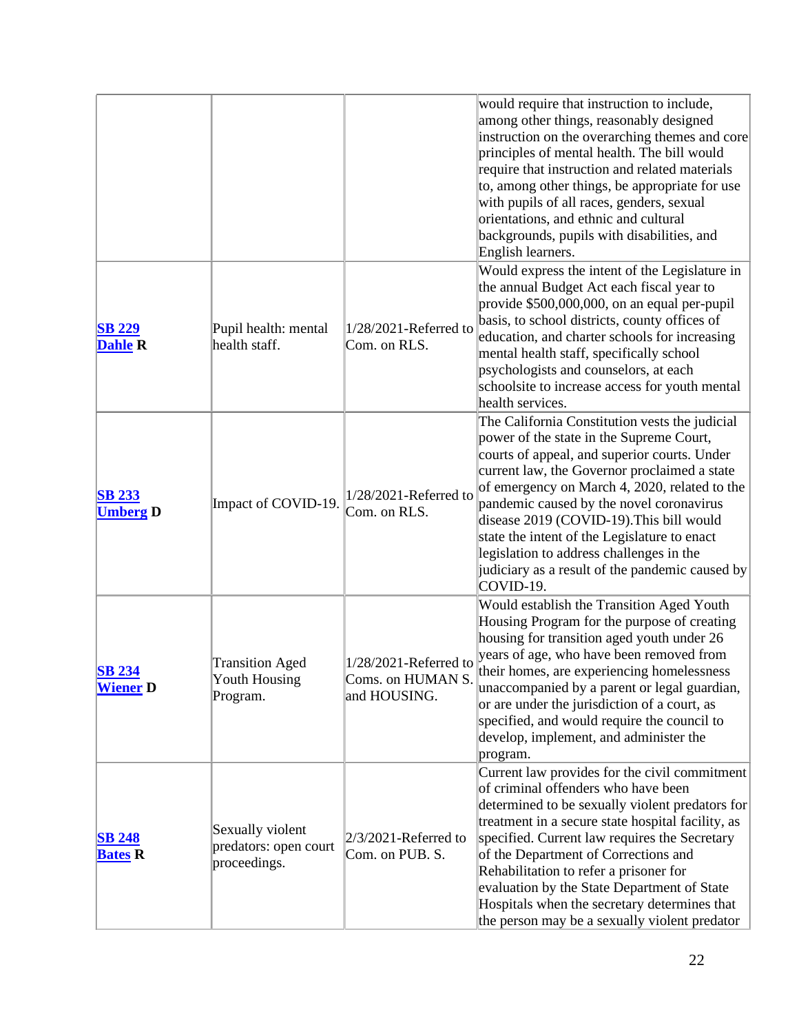| | | | |
|---|---|---|---|
| | | | would require that instruction to include, among other things, reasonably designed instruction on the overarching themes and core principles of mental health. The bill would require that instruction and related materials to, among other things, be appropriate for use with pupils of all races, genders, sexual orientations, and ethnic and cultural backgrounds, pupils with disabilities, and English learners. |
| **SB 229** **Dahle R** | Pupil health: mental health staff. | 1/28/2021-Referred to Com. on RLS. | Would express the intent of the Legislature in the annual Budget Act each fiscal year to provide $500,000,000, on an equal per-pupil basis, to school districts, county offices of education, and charter schools for increasing mental health staff, specifically school psychologists and counselors, at each schoolsite to increase access for youth mental health services. |
| **SB 233** **Umberg D** | Impact of COVID-19. | 1/28/2021-Referred to Com. on RLS. | The California Constitution vests the judicial power of the state in the Supreme Court, courts of appeal, and superior courts. Under current law, the Governor proclaimed a state of emergency on March 4, 2020, related to the pandemic caused by the novel coronavirus disease 2019 (COVID-19).This bill would state the intent of the Legislature to enact legislation to address challenges in the judiciary as a result of the pandemic caused by COVID-19. |
| **SB 234** **Wiener D** | Transition Aged Youth Housing Program. | 1/28/2021-Referred to Coms. on HUMAN S. and HOUSING. | Would establish the Transition Aged Youth Housing Program for the purpose of creating housing for transition aged youth under 26 years of age, who have been removed from their homes, are experiencing homelessness unaccompanied by a parent or legal guardian, or are under the jurisdiction of a court, as specified, and would require the council to develop, implement, and administer the program. |
| **SB 248** **Bates R** | Sexually violent predators: open court proceedings. | 2/3/2021-Referred to Com. on PUB. S. | Current law provides for the civil commitment of criminal offenders who have been determined to be sexually violent predators for treatment in a secure state hospital facility, as specified. Current law requires the Secretary of the Department of Corrections and Rehabilitation to refer a prisoner for evaluation by the State Department of State Hospitals when the secretary determines that the person may be a sexually violent predator |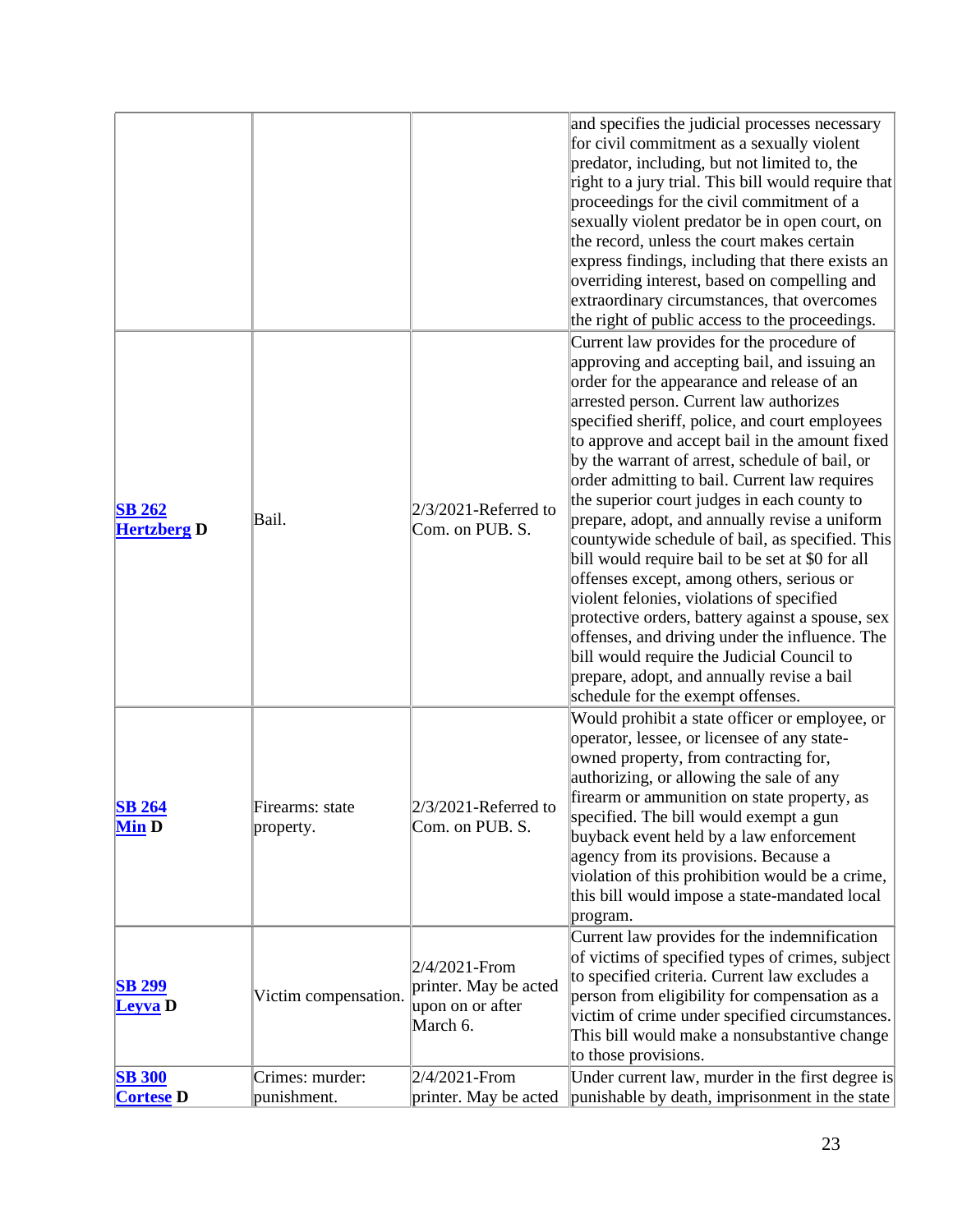| | | | |
|---|---|---|---|
| | | | and specifies the judicial processes necessary for civil commitment as a sexually violent predator, including, but not limited to, the right to a jury trial. This bill would require that proceedings for the civil commitment of a sexually violent predator be in open court, on the record, unless the court makes certain express findings, including that there exists an overriding interest, based on compelling and extraordinary circumstances, that overcomes the right of public access to the proceedings. |
| **SB 262 Hertzberg D** | Bail. | 2/3/2021-Referred to Com. on PUB. S. | Current law provides for the procedure of approving and accepting bail, and issuing an order for the appearance and release of an arrested person. Current law authorizes specified sheriff, police, and court employees to approve and accept bail in the amount fixed by the warrant of arrest, schedule of bail, or order admitting to bail. Current law requires the superior court judges in each county to prepare, adopt, and annually revise a uniform countywide schedule of bail, as specified. This bill would require bail to be set at $0 for all offenses except, among others, serious or violent felonies, violations of specified protective orders, battery against a spouse, sex offenses, and driving under the influence. The bill would require the Judicial Council to prepare, adopt, and annually revise a bail schedule for the exempt offenses. |
| **SB 264 Min D** | Firearms: state property. | 2/3/2021-Referred to Com. on PUB. S. | Would prohibit a state officer or employee, or operator, lessee, or licensee of any state-owned property, from contracting for, authorizing, or allowing the sale of any firearm or ammunition on state property, as specified. The bill would exempt a gun buyback event held by a law enforcement agency from its provisions. Because a violation of this prohibition would be a crime, this bill would impose a state-mandated local program. |
| **SB 299 Leyva D** | Victim compensation. | 2/4/2021-From printer. May be acted upon on or after March 6. | Current law provides for the indemnification of victims of specified types of crimes, subject to specified criteria. Current law excludes a person from eligibility for compensation as a victim of crime under specified circumstances. This bill would make a nonsubstantive change to those provisions. |
| **SB 300 Cortese D** | Crimes: murder: punishment. | 2/4/2021-From printer. May be acted | Under current law, murder in the first degree is punishable by death, imprisonment in the state |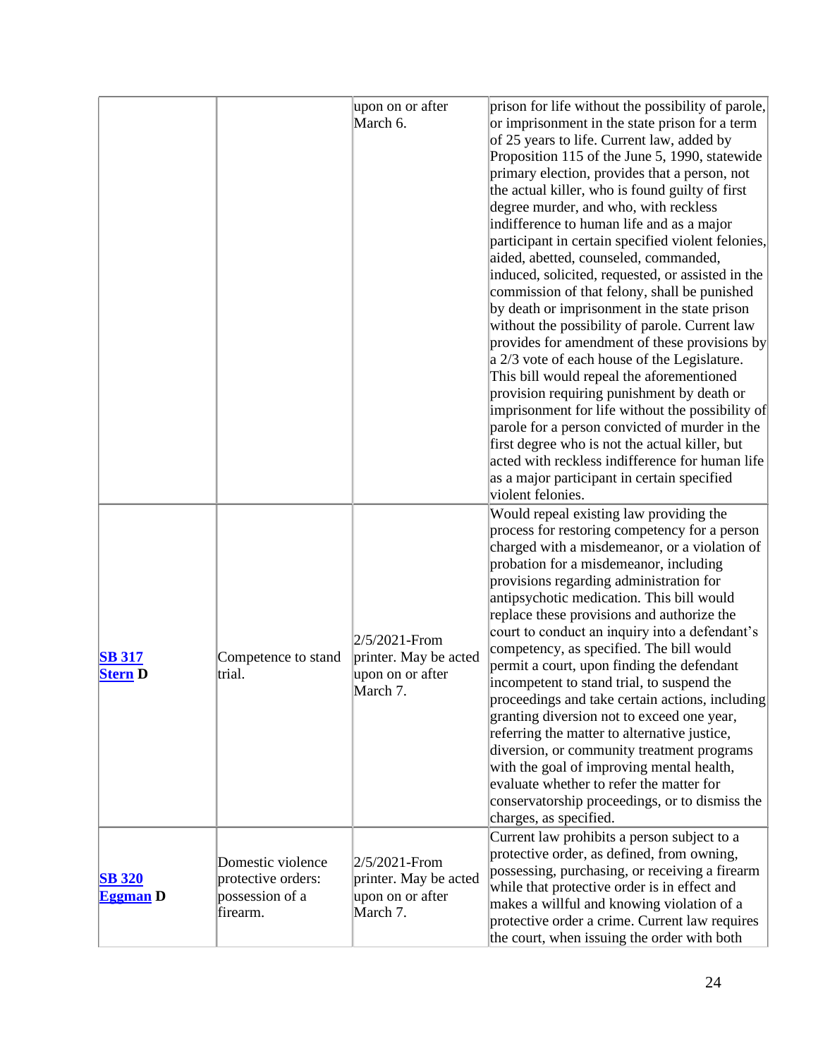| | | | |
|---|---|---|---|
| | | upon on or after March 6. | prison for life without the possibility of parole, or imprisonment in the state prison for a term of 25 years to life. Current law, added by Proposition 115 of the June 5, 1990, statewide primary election, provides that a person, not the actual killer, who is found guilty of first degree murder, and who, with reckless indifference to human life and as a major participant in certain specified violent felonies, aided, abetted, counseled, commanded, induced, solicited, requested, or assisted in the commission of that felony, shall be punished by death or imprisonment in the state prison without the possibility of parole. Current law provides for amendment of these provisions by a 2/3 vote of each house of the Legislature. This bill would repeal the aforementioned provision requiring punishment by death or imprisonment for life without the possibility of parole for a person convicted of murder in the first degree who is not the actual killer, but acted with reckless indifference for human life as a major participant in certain specified violent felonies. |
| **SB 317** **Stern D** | Competence to stand trial. | 2/5/2021-From printer. May be acted upon on or after March 7. | Would repeal existing law providing the process for restoring competency for a person charged with a misdemeanor, or a violation of probation for a misdemeanor, including provisions regarding administration for antipsychotic medication. This bill would replace these provisions and authorize the court to conduct an inquiry into a defendant's competency, as specified. The bill would permit a court, upon finding the defendant incompetent to stand trial, to suspend the proceedings and take certain actions, including granting diversion not to exceed one year, referring the matter to alternative justice, diversion, or community treatment programs with the goal of improving mental health, evaluate whether to refer the matter for conservatorship proceedings, or to dismiss the charges, as specified. |
| **SB 320** **Eggman D** | Domestic violence protective orders: possession of a firearm. | 2/5/2021-From printer. May be acted upon on or after March 7. | Current law prohibits a person subject to a protective order, as defined, from owning, possessing, purchasing, or receiving a firearm while that protective order is in effect and makes a willful and knowing violation of a protective order a crime. Current law requires the court, when issuing the order with both |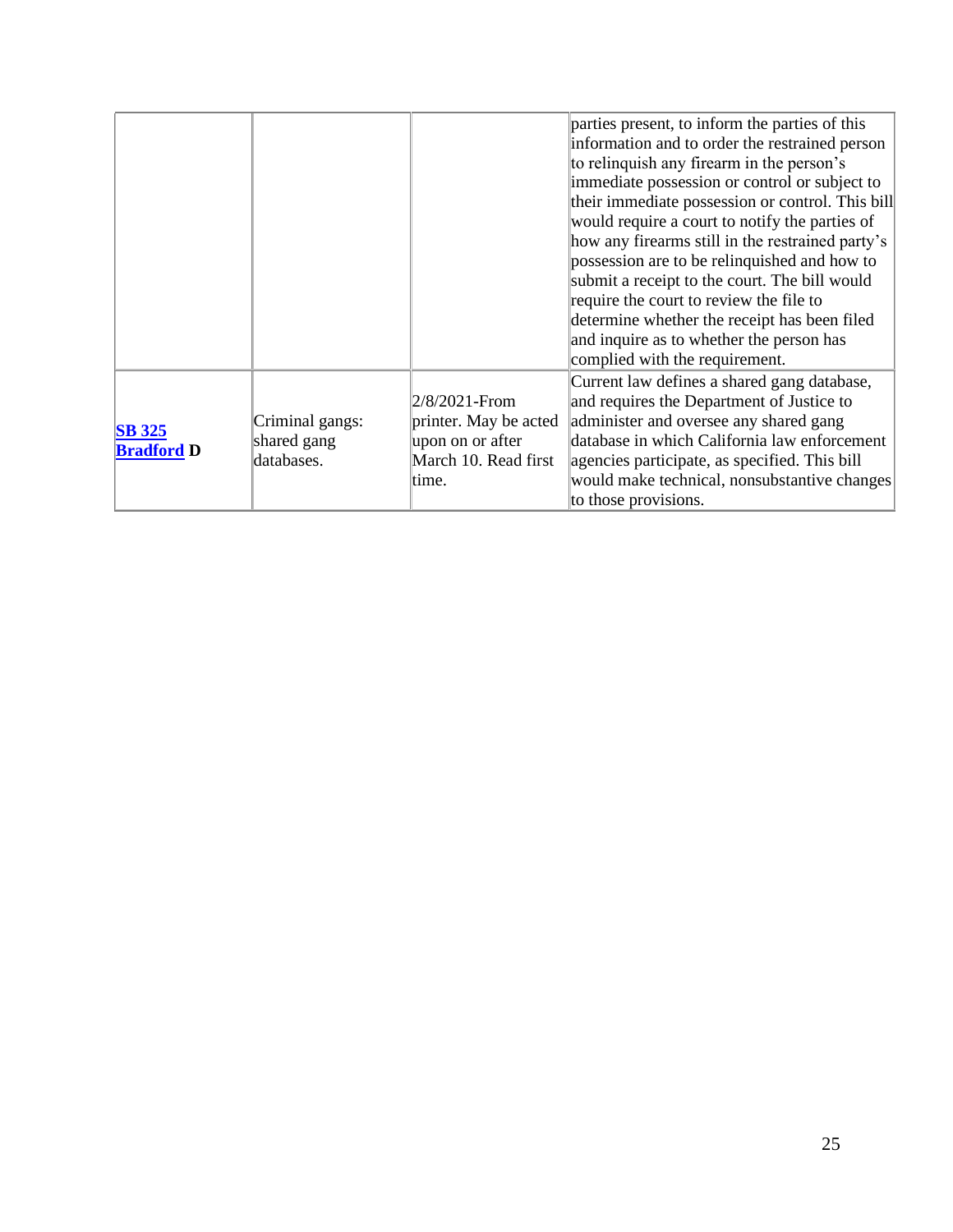| | | | |
|---|---|---|---|
| | | | parties present, to inform the parties of this information and to order the restrained person to relinquish any firearm in the person's immediate possession or control or subject to their immediate possession or control. This bill would require a court to notify the parties of how any firearms still in the restrained party's possession are to be relinquished and how to submit a receipt to the court. The bill would require the court to review the file to determine whether the receipt has been filed and inquire as to whether the person has complied with the requirement. |
| **SB 325 Bradford D** | Criminal gangs: shared gang databases. | 2/8/2021-From printer. May be acted upon on or after March 10. Read first time. | Current law defines a shared gang database, and requires the Department of Justice to administer and oversee any shared gang database in which California law enforcement agencies participate, as specified. This bill would make technical, nonsubstantive changes to those provisions. |